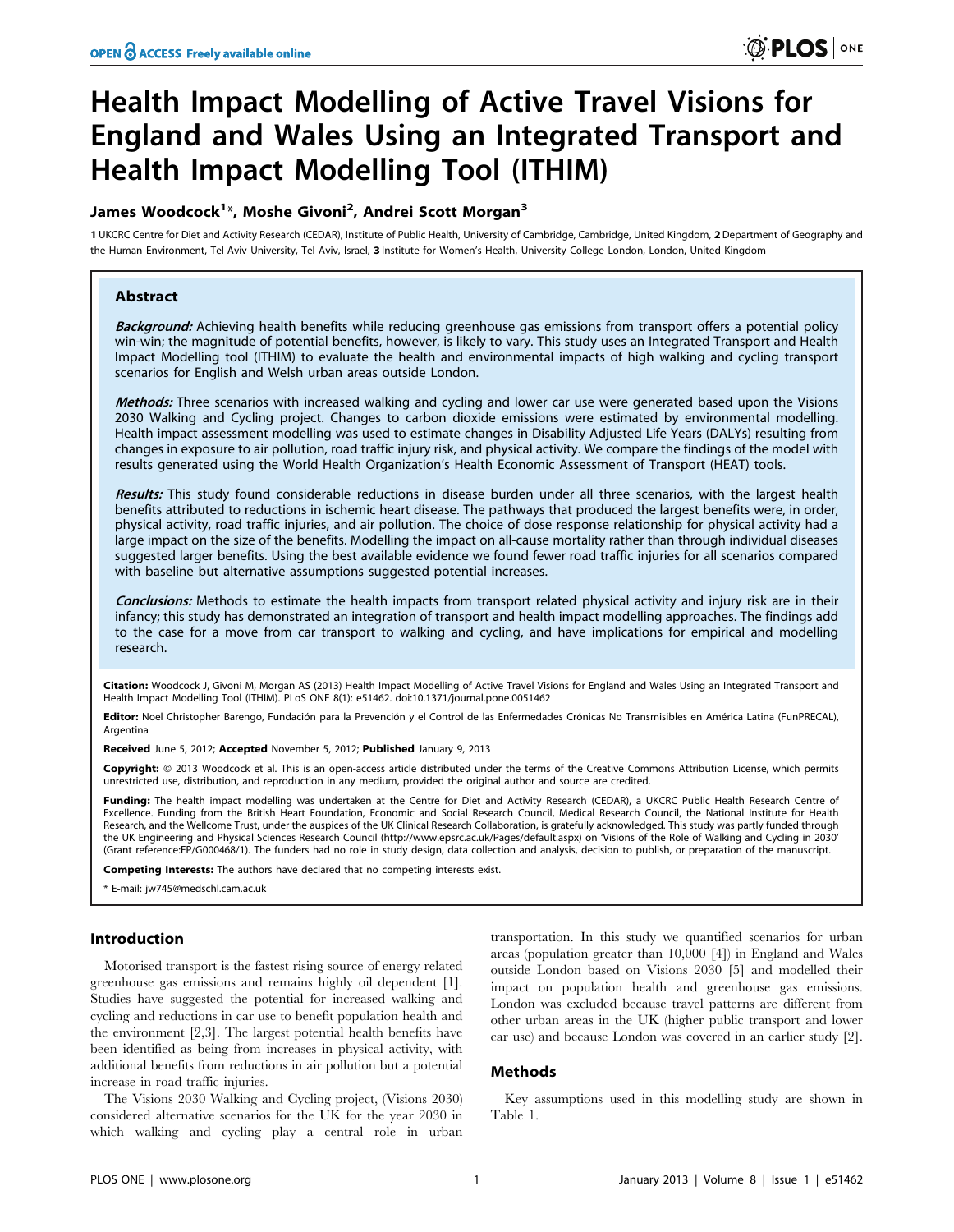# Health Impact Modelling of Active Travel Visions for England and Wales Using an Integrated Transport and Health Impact Modelling Tool (ITHIM)

**James Woodcock[1]*, Moshe Givoni[2], Andrei Scott Morgan[3]**

[1] UKCRC Centre for Diet and Activity Research (CEDAR), Institute of Public Health, University of Cambridge, Cambridge, United Kingdom, [2] Department of Geography and the Human Environment, Tel-Aviv University, Tel Aviv, Israel, [3] Institute for Women's Health, University College London, London, United Kingdom

## Abstract

***Background:*** Achieving health benefits while reducing greenhouse gas emissions from transport offers a potential policy win-win; the magnitude of potential benefits, however, is likely to vary. This study uses an Integrated Transport and Health Impact Modelling tool (ITHIM) to evaluate the health and environmental impacts of high walking and cycling transport scenarios for English and Welsh urban areas outside London.

***Methods:*** Three scenarios with increased walking and cycling and lower car use were generated based upon the Visions 2030 Walking and Cycling project. Changes to carbon dioxide emissions were estimated by environmental modelling. Health impact assessment modelling was used to estimate changes in Disability Adjusted Life Years (DALYs) resulting from changes in exposure to air pollution, road traffic injury risk, and physical activity. We compare the findings of the model with results generated using the World Health Organization's Health Economic Assessment of Transport (HEAT) tools.

***Results:*** This study found considerable reductions in disease burden under all three scenarios, with the largest health benefits attributed to reductions in ischemic heart disease. The pathways that produced the largest benefits were, in order, physical activity, road traffic injuries, and air pollution. The choice of dose response relationship for physical activity had a large impact on the size of the benefits. Modelling the impact on all-cause mortality rather than through individual diseases suggested larger benefits. Using the best available evidence we found fewer road traffic injuries for all scenarios compared with baseline but alternative assumptions suggested potential increases.

***Conclusions:*** Methods to estimate the health impacts from transport related physical activity and injury risk are in their infancy; this study has demonstrated an integration of transport and health impact modelling approaches. The findings add to the case for a move from car transport to walking and cycling, and have implications for empirical and modelling research.

**Citation:** Woodcock J, Givoni M, Morgan AS (2013) Health Impact Modelling of Active Travel Visions for England and Wales Using an Integrated Transport and Health Impact Modelling Tool (ITHIM). PLoS ONE 8(1): e51462. doi:10.1371/journal.pone.0051462

**Editor:** Noel Christopher Barengo, Fundación para la Prevención y el Control de las Enfermedades Crónicas No Transmisibles en América Latina (FunPRECAL), Argentina

**Received** June 5, 2012; **Accepted** November 5, 2012; **Published** January 9, 2013

**Copyright:** © 2013 Woodcock et al. This is an open-access article distributed under the terms of the Creative Commons Attribution License, which permits unrestricted use, distribution, and reproduction in any medium, provided the original author and source are credited.

**Funding:** The health impact modelling was undertaken at the Centre for Diet and Activity Research (CEDAR), a UKCRC Public Health Research Centre of Excellence. Funding from the British Heart Foundation, Economic and Social Research Council, Medical Research Council, the National Institute for Health Research, and the Wellcome Trust, under the auspices of the UK Clinical Research Collaboration, is gratefully acknowledged. This study was partly funded through the UK Engineering and Physical Sciences Research Council (http://www.epsrc.ac.uk/Pages/default.aspx) on 'Visions of the Role of Walking and Cycling in 2030' (Grant reference:EP/G000468/1). The funders had no role in study design, data collection and analysis, decision to publish, or preparation of the manuscript.

**Competing Interests:** The authors have declared that no competing interests exist.

* E-mail: jw745@medschl.cam.ac.uk

## Introduction

Motorised transport is the fastest rising source of energy related greenhouse gas emissions and remains highly oil dependent [1]. Studies have suggested the potential for increased walking and cycling and reductions in car use to benefit population health and the environment [2,3]. The largest potential health benefits have been identified as being from increases in physical activity, with additional benefits from reductions in air pollution but a potential increase in road traffic injuries.

The Visions 2030 Walking and Cycling project, (Visions 2030) considered alternative scenarios for the UK for the year 2030 in which walking and cycling play a central role in urban transportation. In this study we quantified scenarios for urban areas (population greater than 10,000 [4]) in England and Wales outside London based on Visions 2030 [5] and modelled their impact on population health and greenhouse gas emissions. London was excluded because travel patterns are different from other urban areas in the UK (higher public transport and lower car use) and because London was covered in an earlier study [2].

## Methods

Key assumptions used in this modelling study are shown in Table 1.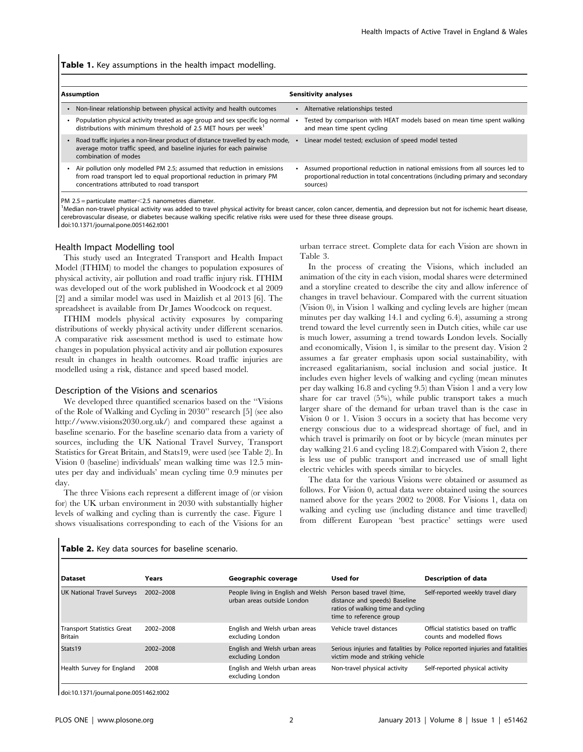**Table 1.** Key assumptions in the health impact modelling.

| Assumption | Sensitivity analyses |
| --- | --- |
| • Non-linear relationship between physical activity and health outcomes | • Alternative relationships tested |
| • Population physical activity treated as age group and sex specific log normal distributions with minimum threshold of 2.5 MET hours per week[1] | • Tested by comparison with HEAT models based on mean time spent walking and mean time spent cycling |
| • Road traffic injuries a non-linear product of distance travelled by each mode, average motor traffic speed, and baseline injuries for each pairwise combination of modes | • Linear model tested; exclusion of speed model tested |
| • Air pollution only modelled PM 2.5; assumed that reduction in emissions from road transport led to equal proportional reduction in primary PM concentrations attributed to road transport | • Assumed proportional reduction in national emissions from all sources led to proportional reduction in total concentrations (including primary and secondary sources) |

PM 2.5 = particulate matter<2.5 nanometres diameter.
[1]Median non-travel physical activity was added to travel physical activity for breast cancer, colon cancer, dementia, and depression but not for ischemic heart disease, cerebrovascular disease, or diabetes because walking specific relative risks were used for these three disease groups.
doi:10.1371/journal.pone.0051462.t001

## Health Impact Modelling tool

This study used an Integrated Transport and Health Impact Model (ITHIM) to model the changes to population exposures of physical activity, air pollution and road traffic injury risk. ITHIM was developed out of the work published in Woodcock et al 2009 [2] and a similar model was used in Maizlish et al 2013 [6]. The spreadsheet is available from Dr James Woodcock on request.

ITHIM models physical activity exposures by comparing distributions of weekly physical activity under different scenarios. A comparative risk assessment method is used to estimate how changes in population physical activity and air pollution exposures result in changes in health outcomes. Road traffic injuries are modelled using a risk, distance and speed based model.

## Description of the Visions and scenarios

We developed three quantified scenarios based on the "Visions of the Role of Walking and Cycling in 2030" research [5] (see also http://www.visions2030.org.uk/) and compared these against a baseline scenario. For the baseline scenario data from a variety of sources, including the UK National Travel Survey, Transport Statistics for Great Britain, and Stats19, were used (see Table 2). In Vision 0 (baseline) individuals' mean walking time was 12.5 minutes per day and individuals' mean cycling time 0.9 minutes per day.

The three Visions each represent a different image of (or vision for) the UK urban environment in 2030 with substantially higher levels of walking and cycling than is currently the case. Figure 1 shows visualisations corresponding to each of the Visions for an urban terrace street. Complete data for each Vision are shown in Table 3.

In the process of creating the Visions, which included an animation of the city in each vision, modal shares were determined and a storyline created to describe the city and allow inference of changes in travel behaviour. Compared with the current situation (Vision 0), in Vision 1 walking and cycling levels are higher (mean minutes per day walking 14.1 and cycling 6.4), assuming a strong trend toward the level currently seen in Dutch cities, while car use is much lower, assuming a trend towards London levels. Socially and economically, Vision 1, is similar to the present day. Vision 2 assumes a far greater emphasis upon social sustainability, with increased egalitarianism, social inclusion and social justice. It includes even higher levels of walking and cycling (mean minutes per day walking 16.8 and cycling 9.5) than Vision 1 and a very low share for car travel (5%), while public transport takes a much larger share of the demand for urban travel than is the case in Vision 0 or 1. Vision 3 occurs in a society that has become very energy conscious due to a widespread shortage of fuel, and in which travel is primarily on foot or by bicycle (mean minutes per day walking 21.6 and cycling 18.2).Compared with Vision 2, there is less use of public transport and increased use of small light electric vehicles with speeds similar to bicycles.

The data for the various Visions were obtained or assumed as follows. For Vision 0, actual data were obtained using the sources named above for the years 2002 to 2008. For Visions 1, data on walking and cycling use (including distance and time travelled) from different European 'best practice' settings were used

**Table 2.** Key data sources for baseline scenario.

| Dataset | Years | Geographic coverage | Used for | Description of data |
| --- | --- | --- | --- | --- |
| UK National Travel Surveys | 2002–2008 | People living in English and Welsh urban areas outside London | Person based travel (time, distance and speeds) Baseline ratios of walking time and cycling time to reference group | Self-reported weekly travel diary |
| Transport Statistics Great Britain | 2002–2008 | English and Welsh urban areas excluding London | Vehicle travel distances | Official statistics based on traffic counts and modelled flows |
| Stats19 | 2002–2008 | English and Welsh urban areas excluding London | Serious injuries and fatalities by victim mode and striking vehicle | Police reported injuries and fatalities |
| Health Survey for England | 2008 | English and Welsh urban areas excluding London | Non-travel physical activity | Self-reported physical activity |

doi:10.1371/journal.pone.0051462.t002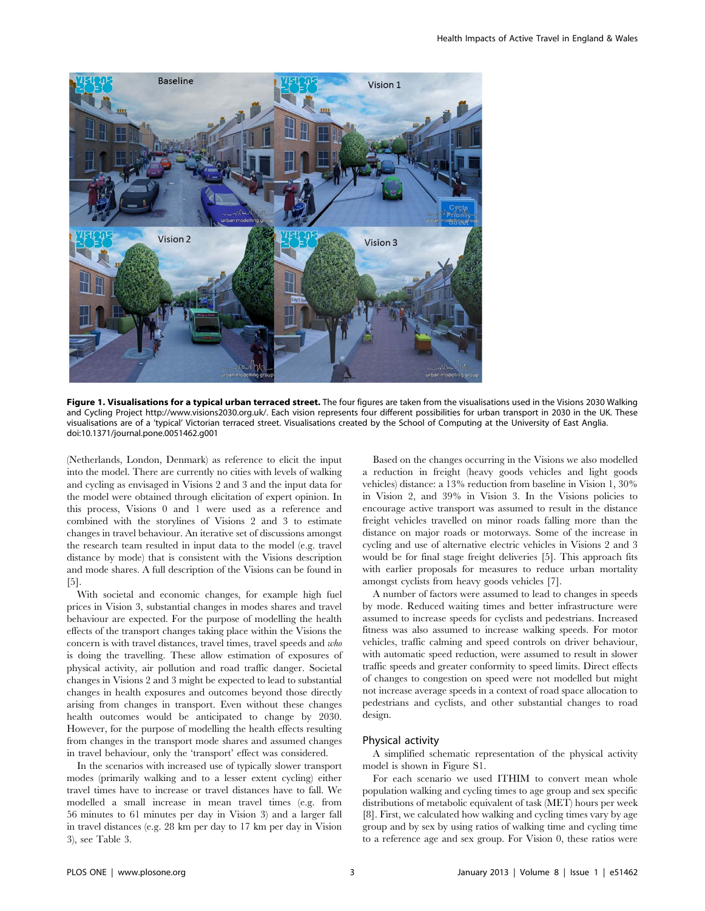**Figure 1. Visualisations for a typical urban terraced street.** The four figures are taken from the visualisations used in the Visions 2030 Walking and Cycling Project http://www.visions2030.org.uk/. Each vision represents four different possibilities for urban transport in 2030 in the UK. These visualisations are of a 'typical' Victorian terraced street. Visualisations created by the School of Computing at the University of East Anglia. doi:10.1371/journal.pone.0051462.g001

(Netherlands, London, Denmark) as reference to elicit the input into the model. There are currently no cities with levels of walking and cycling as envisaged in Visions 2 and 3 and the input data for the model were obtained through elicitation of expert opinion. In this process, Visions 0 and 1 were used as a reference and combined with the storylines of Visions 2 and 3 to estimate changes in travel behaviour. An iterative set of discussions amongst the research team resulted in input data to the model (e.g. travel distance by mode) that is consistent with the Visions description and mode shares. A full description of the Visions can be found in [5].

With societal and economic changes, for example high fuel prices in Vision 3, substantial changes in modes shares and travel behaviour are expected. For the purpose of modelling the health effects of the transport changes taking place within the Visions the concern is with travel distances, travel times, travel speeds and *who* is doing the travelling. These allow estimation of exposures of physical activity, air pollution and road traffic danger. Societal changes in Visions 2 and 3 might be expected to lead to substantial changes in health exposures and outcomes beyond those directly arising from changes in transport. Even without these changes health outcomes would be anticipated to change by 2030. However, for the purpose of modelling the health effects resulting from changes in the transport mode shares and assumed changes in travel behaviour, only the 'transport' effect was considered.

In the scenarios with increased use of typically slower transport modes (primarily walking and to a lesser extent cycling) either travel times have to increase or travel distances have to fall. We modelled a small increase in mean travel times (e.g. from 56 minutes to 61 minutes per day in Vision 3) and a larger fall in travel distances (e.g. 28 km per day to 17 km per day in Vision 3), see Table 3.

Based on the changes occurring in the Visions we also modelled a reduction in freight (heavy goods vehicles and light goods vehicles) distance: a 13% reduction from baseline in Vision 1, 30% in Vision 2, and 39% in Vision 3. In the Visions policies to encourage active transport was assumed to result in the distance freight vehicles travelled on minor roads falling more than the distance on major roads or motorways. Some of the increase in cycling and use of alternative electric vehicles in Visions 2 and 3 would be for final stage freight deliveries [5]. This approach fits with earlier proposals for measures to reduce urban mortality amongst cyclists from heavy goods vehicles [7].

A number of factors were assumed to lead to changes in speeds by mode. Reduced waiting times and better infrastructure were assumed to increase speeds for cyclists and pedestrians. Increased fitness was also assumed to increase walking speeds. For motor vehicles, traffic calming and speed controls on driver behaviour, with automatic speed reduction, were assumed to result in slower traffic speeds and greater conformity to speed limits. Direct effects of changes to congestion on speed were not modelled but might not increase average speeds in a context of road space allocation to pedestrians and cyclists, and other substantial changes to road design.

## Physical activity

A simplified schematic representation of the physical activity model is shown in Figure S1.

For each scenario we used ITHIM to convert mean whole population walking and cycling times to age group and sex specific distributions of metabolic equivalent of task (MET) hours per week [8]. First, we calculated how walking and cycling times vary by age group and by sex by using ratios of walking time and cycling time to a reference age and sex group. For Vision 0, these ratios were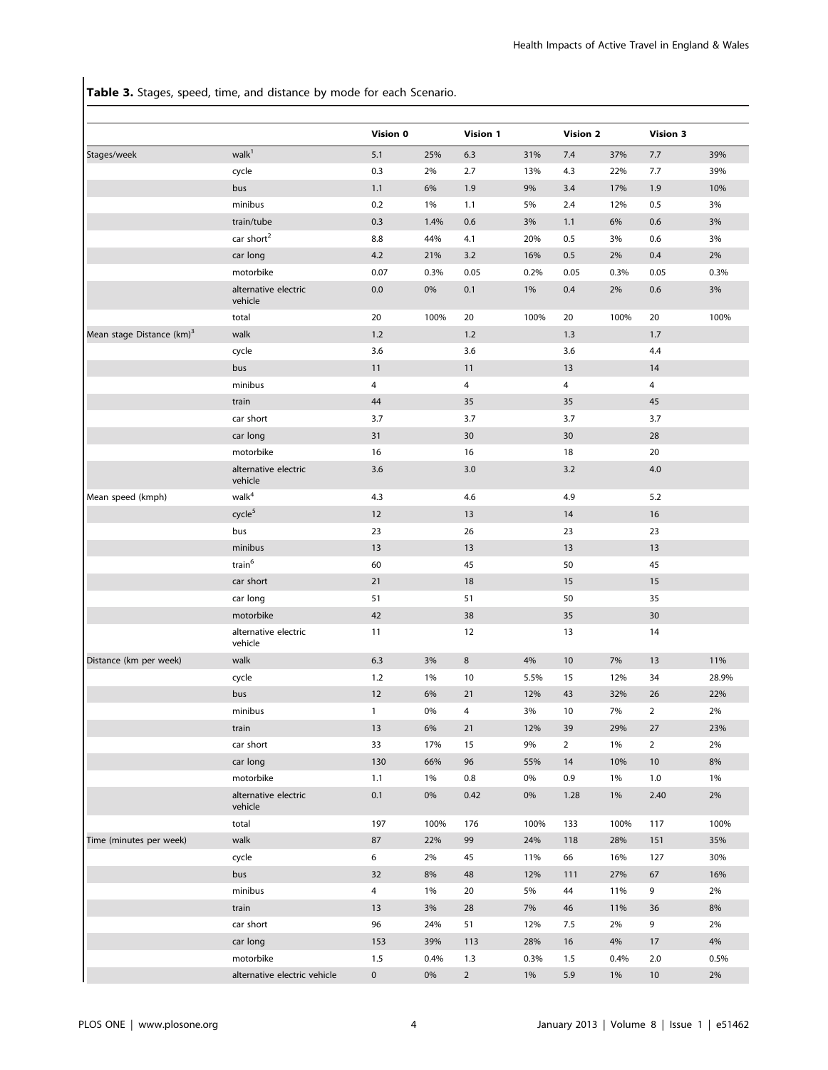**Table 3.** Stages, speed, time, and distance by mode for each Scenario.

| | | Vision 0 | | Vision 1 | | Vision 2 | | Vision 3 | |
|---|---|---|---|---|---|---|---|---|---|
| Stages/week | walk[1] | 5.1 | 25% | 6.3 | 31% | 7.4 | 37% | 7.7 | 39% |
| | cycle | 0.3 | 2% | 2.7 | 13% | 4.3 | 22% | 7.7 | 39% |
| | bus | 1.1 | 6% | 1.9 | 9% | 3.4 | 17% | 1.9 | 10% |
| | minibus | 0.2 | 1% | 1.1 | 5% | 2.4 | 12% | 0.5 | 3% |
| | train/tube | 0.3 | 1.4% | 0.6 | 3% | 1.1 | 6% | 0.6 | 3% |
| | car short[2] | 8.8 | 44% | 4.1 | 20% | 0.5 | 3% | 0.6 | 3% |
| | car long | 4.2 | 21% | 3.2 | 16% | 0.5 | 2% | 0.4 | 2% |
| | motorbike | 0.07 | 0.3% | 0.05 | 0.2% | 0.05 | 0.3% | 0.05 | 0.3% |
| | alternative electric vehicle | 0.0 | 0% | 0.1 | 1% | 0.4 | 2% | 0.6 | 3% |
| | total | 20 | 100% | 20 | 100% | 20 | 100% | 20 | 100% |
| Mean stage Distance (km)[3] | walk | 1.2 | | 1.2 | | 1.3 | | 1.7 | |
| | cycle | 3.6 | | 3.6 | | 3.6 | | 4.4 | |
| | bus | 11 | | 11 | | 13 | | 14 | |
| | minibus | 4 | | 4 | | 4 | | 4 | |
| | train | 44 | | 35 | | 35 | | 45 | |
| | car short | 3.7 | | 3.7 | | 3.7 | | 3.7 | |
| | car long | 31 | | 30 | | 30 | | 28 | |
| | motorbike | 16 | | 16 | | 18 | | 20 | |
| | alternative electric vehicle | 3.6 | | 3.0 | | 3.2 | | 4.0 | |
| Mean speed (kmph) | walk[4] | 4.3 | | 4.6 | | 4.9 | | 5.2 | |
| | cycle[5] | 12 | | 13 | | 14 | | 16 | |
| | bus | 23 | | 26 | | 23 | | 23 | |
| | minibus | 13 | | 13 | | 13 | | 13 | |
| | train[6] | 60 | | 45 | | 50 | | 45 | |
| | car short | 21 | | 18 | | 15 | | 15 | |
| | car long | 51 | | 51 | | 50 | | 35 | |
| | motorbike | 42 | | 38 | | 35 | | 30 | |
| | alternative electric vehicle | 11 | | 12 | | 13 | | 14 | |
| Distance (km per week) | walk | 6.3 | 3% | 8 | 4% | 10 | 7% | 13 | 11% |
| | cycle | 1.2 | 1% | 10 | 5.5% | 15 | 12% | 34 | 28.9% |
| | bus | 12 | 6% | 21 | 12% | 43 | 32% | 26 | 22% |
| | minibus | 1 | 0% | 4 | 3% | 10 | 7% | 2 | 2% |
| | train | 13 | 6% | 21 | 12% | 39 | 29% | 27 | 23% |
| | car short | 33 | 17% | 15 | 9% | 2 | 1% | 2 | 2% |
| | car long | 130 | 66% | 96 | 55% | 14 | 10% | 10 | 8% |
| | motorbike | 1.1 | 1% | 0.8 | 0% | 0.9 | 1% | 1.0 | 1% |
| | alternative electric vehicle | 0.1 | 0% | 0.42 | 0% | 1.28 | 1% | 2.40 | 2% |
| | total | 197 | 100% | 176 | 100% | 133 | 100% | 117 | 100% |
| Time (minutes per week) | walk | 87 | 22% | 99 | 24% | 118 | 28% | 151 | 35% |
| | cycle | 6 | 2% | 45 | 11% | 66 | 16% | 127 | 30% |
| | bus | 32 | 8% | 48 | 12% | 111 | 27% | 67 | 16% |
| | minibus | 4 | 1% | 20 | 5% | 44 | 11% | 9 | 2% |
| | train | 13 | 3% | 28 | 7% | 46 | 11% | 36 | 8% |
| | car short | 96 | 24% | 51 | 12% | 7.5 | 2% | 9 | 2% |
| | car long | 153 | 39% | 113 | 28% | 16 | 4% | 17 | 4% |
| | motorbike | 1.5 | 0.4% | 1.3 | 0.3% | 1.5 | 0.4% | 2.0 | 0.5% |
| | alternative electric vehicle | 0 | 0% | 2 | 1% | 5.9 | 1% | 10 | 2% |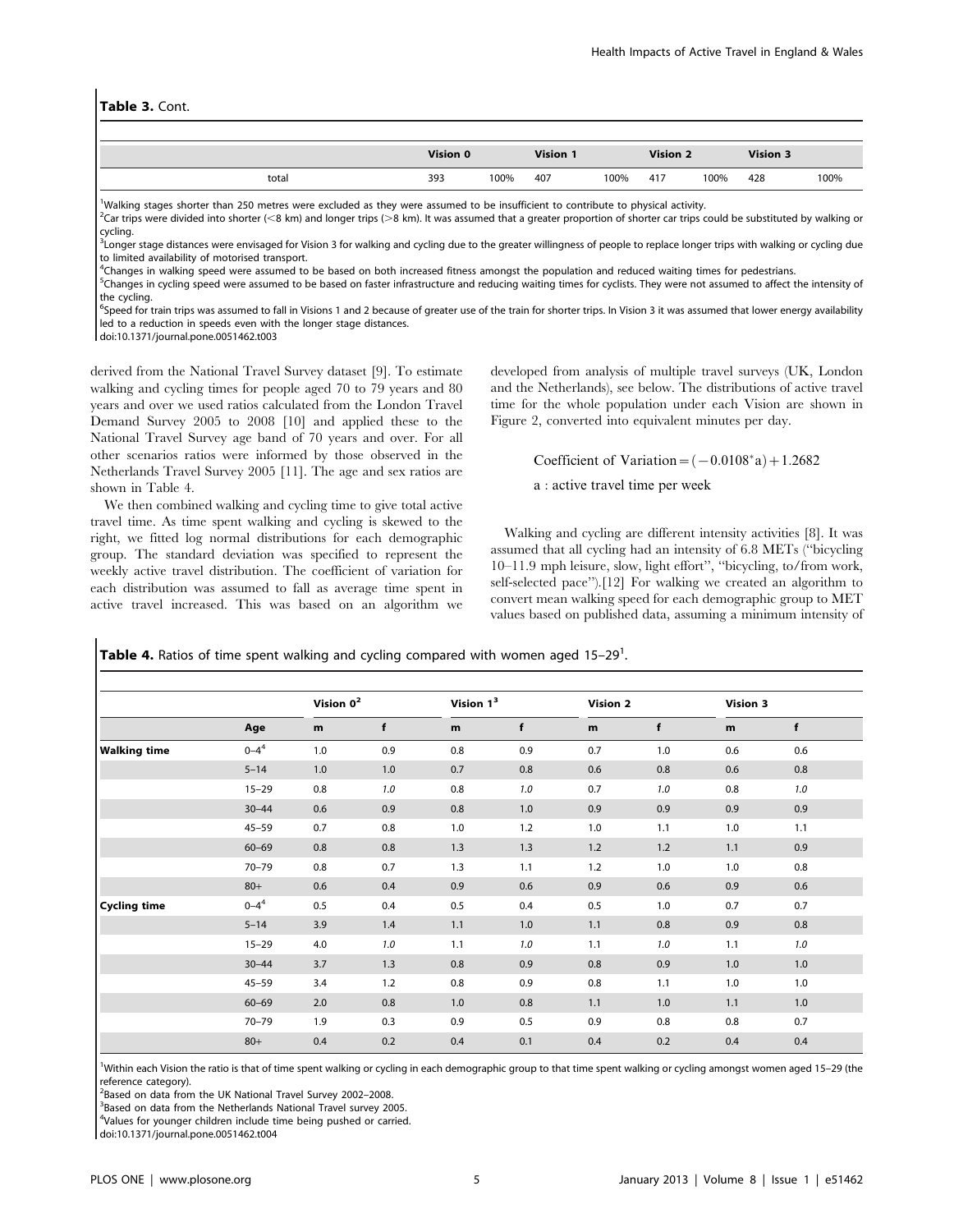**Table 3.** Cont.

| | Vision 0 | | Vision 1 | | Vision 2 | | Vision 3 | |
|---|---|---|---|---|---|---|---|---|
| total | 393 | 100% | 407 | 100% | 417 | 100% | 428 | 100% |

[1]Walking stages shorter than 250 metres were excluded as they were assumed to be insufficient to contribute to physical activity.
[2]Car trips were divided into shorter (<8 km) and longer trips (>8 km). It was assumed that a greater proportion of shorter car trips could be substituted by walking or cycling.
[3]Longer stage distances were envisaged for Vision 3 for walking and cycling due to the greater willingness of people to replace longer trips with walking or cycling due to limited availability of motorised transport.
[4]Changes in walking speed were assumed to be based on both increased fitness amongst the population and reduced waiting times for pedestrians.
[5]Changes in cycling speed were assumed to be based on faster infrastructure and reducing waiting times for cyclists. They were not assumed to affect the intensity of the cycling.
[6]Speed for train trips was assumed to fall in Visions 1 and 2 because of greater use of the train for shorter trips. In Vision 3 it was assumed that lower energy availability led to a reduction in speeds even with the longer stage distances.
doi:10.1371/journal.pone.0051462.t003

derived from the National Travel Survey dataset [9]. To estimate walking and cycling times for people aged 70 to 79 years and 80 years and over we used ratios calculated from the London Travel Demand Survey 2005 to 2008 [10] and applied these to the National Travel Survey age band of 70 years and over. For all other scenarios ratios were informed by those observed in the Netherlands Travel Survey 2005 [11]. The age and sex ratios are shown in Table 4.

We then combined walking and cycling time to give total active travel time. As time spent walking and cycling is skewed to the right, we fitted log normal distributions for each demographic group. The standard deviation was specified to represent the weekly active travel distribution. The coefficient of variation for each distribution was assumed to fall as average time spent in active travel increased. This was based on an algorithm we developed from analysis of multiple travel surveys (UK, London and the Netherlands), see below. The distributions of active travel time for the whole population under each Vision are shown in Figure 2, converted into equivalent minutes per day.

$$\text{Coefficient of Variation} = (-0.0108^{*}\text{a}) + 1.2682$$

$$\text{a : active travel time per week}$$

Walking and cycling are different intensity activities [8]. It was assumed that all cycling had an intensity of 6.8 METs ("bicycling 10–11.9 mph leisure, slow, light effort", "bicycling, to/from work, self-selected pace").[12] For walking we created an algorithm to convert mean walking speed for each demographic group to MET values based on published data, assuming a minimum intensity of

**Table 4.** Ratios of time spent walking and cycling compared with women aged 15–29[1].

| | | Vision 0[2] | | Vision 1[3] | | Vision 2 | | Vision 3 | |
|---|---|---|---|---|---|---|---|---|---|
| | Age | m | f | m | f | m | f | m | f |
| **Walking time** | 0–4[4] | 1.0 | 0.9 | 0.8 | 0.9 | 0.7 | 1.0 | 0.6 | 0.6 |
| | 5–14 | 1.0 | 1.0 | 0.7 | 0.8 | 0.6 | 0.8 | 0.6 | 0.8 |
| | 15–29 | 0.8 | *1.0* | 0.8 | *1.0* | 0.7 | *1.0* | 0.8 | *1.0* |
| | 30–44 | 0.6 | 0.9 | 0.8 | 1.0 | 0.9 | 0.9 | 0.9 | 0.9 |
| | 45–59 | 0.7 | 0.8 | 1.0 | 1.2 | 1.0 | 1.1 | 1.0 | 1.1 |
| | 60–69 | 0.8 | 0.8 | 1.3 | 1.3 | 1.2 | 1.2 | 1.1 | 0.9 |
| | 70–79 | 0.8 | 0.7 | 1.3 | 1.1 | 1.2 | 1.0 | 1.0 | 0.8 |
| | 80+ | 0.6 | 0.4 | 0.9 | 0.6 | 0.9 | 0.6 | 0.9 | 0.6 |
| **Cycling time** | 0–4[4] | 0.5 | 0.4 | 0.5 | 0.4 | 0.5 | 1.0 | 0.7 | 0.7 |
| | 5–14 | 3.9 | 1.4 | 1.1 | 1.0 | 1.1 | 0.8 | 0.9 | 0.8 |
| | 15–29 | 4.0 | *1.0* | 1.1 | *1.0* | 1.1 | *1.0* | 1.1 | *1.0* |
| | 30–44 | 3.7 | 1.3 | 0.8 | 0.9 | 0.8 | 0.9 | 1.0 | 1.0 |
| | 45–59 | 3.4 | 1.2 | 0.8 | 0.9 | 0.8 | 1.1 | 1.0 | 1.0 |
| | 60–69 | 2.0 | 0.8 | 1.0 | 0.8 | 1.1 | 1.0 | 1.1 | 1.0 |
| | 70–79 | 1.9 | 0.3 | 0.9 | 0.5 | 0.9 | 0.8 | 0.8 | 0.7 |
| | 80+ | 0.4 | 0.2 | 0.4 | 0.1 | 0.4 | 0.2 | 0.4 | 0.4 |

[1]Within each Vision the ratio is that of time spent walking or cycling in each demographic group to that time spent walking or cycling amongst women aged 15–29 (the reference category).
[2]Based on data from the UK National Travel Survey 2002–2008.
[3]Based on data from the Netherlands National Travel survey 2005.
[4]Values for younger children include time being pushed or carried.
doi:10.1371/journal.pone.0051462.t004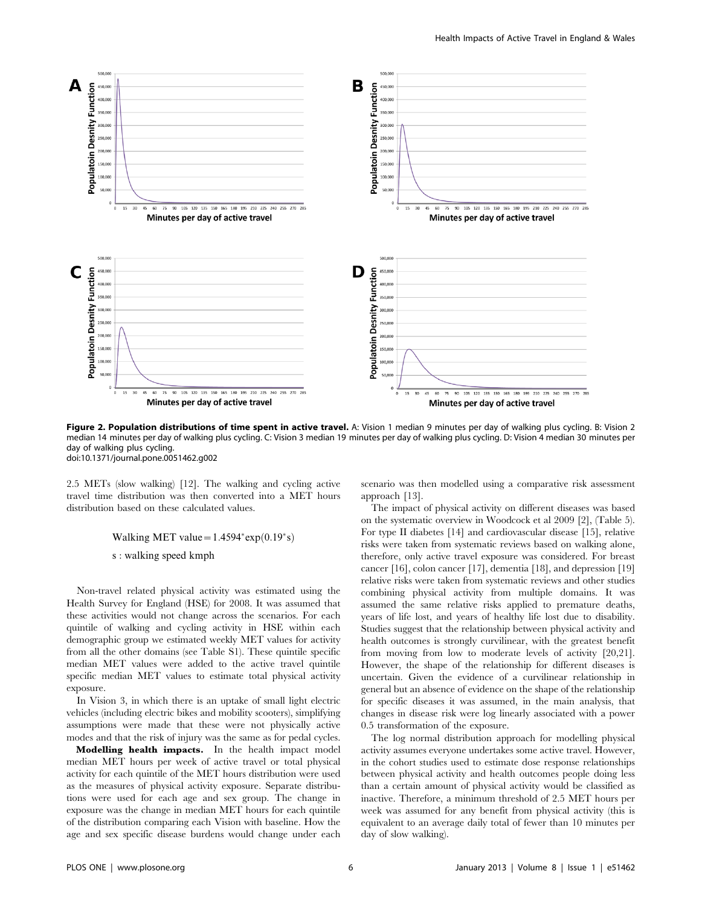**Figure 2. Population distributions of time spent in active travel.** A: Vision 1 median 9 minutes per day of walking plus cycling. B: Vision 2 median 14 minutes per day of walking plus cycling. C: Vision 3 median 19 minutes per day of walking plus cycling. D: Vision 4 median 30 minutes per day of walking plus cycling.
doi:10.1371/journal.pone.0051462.g002

2.5 METs (slow walking) [12]. The walking and cycling active travel time distribution was then converted into a MET hours distribution based on these calculated values.

$$\text{Walking MET value} = 1.4594 * \exp(0.19 * s)$$

s : walking speed kmph

Non-travel related physical activity was estimated using the Health Survey for England (HSE) for 2008. It was assumed that these activities would not change across the scenarios. For each quintile of walking and cycling activity in HSE within each demographic group we estimated weekly MET values for activity from all the other domains (see Table S1). These quintile specific median MET values were added to the active travel quintile specific median MET values to estimate total physical activity exposure.

In Vision 3, in which there is an uptake of small light electric vehicles (including electric bikes and mobility scooters), simplifying assumptions were made that these were not physically active modes and that the risk of injury was the same as for pedal cycles.

**Modelling health impacts.** In the health impact model median MET hours per week of active travel or total physical activity for each quintile of the MET hours distribution were used as the measures of physical activity exposure. Separate distributions were used for each age and sex group. The change in exposure was the change in median MET hours for each quintile of the distribution comparing each Vision with baseline. How the age and sex specific disease burdens would change under each scenario was then modelled using a comparative risk assessment approach [13].

The impact of physical activity on different diseases was based on the systematic overview in Woodcock et al 2009 [2], (Table 5). For type II diabetes [14] and cardiovascular disease [15], relative risks were taken from systematic reviews based on walking alone, therefore, only active travel exposure was considered. For breast cancer [16], colon cancer [17], dementia [18], and depression [19] relative risks were taken from systematic reviews and other studies combining physical activity from multiple domains. It was assumed the same relative risks applied to premature deaths, years of life lost, and years of healthy life lost due to disability. Studies suggest that the relationship between physical activity and health outcomes is strongly curvilinear, with the greatest benefit from moving from low to moderate levels of activity [20,21]. However, the shape of the relationship for different diseases is uncertain. Given the evidence of a curvilinear relationship in general but an absence of evidence on the shape of the relationship for specific diseases it was assumed, in the main analysis, that changes in disease risk were log linearly associated with a power 0.5 transformation of the exposure.

The log normal distribution approach for modelling physical activity assumes everyone undertakes some active travel. However, in the cohort studies used to estimate dose response relationships between physical activity and health outcomes people doing less than a certain amount of physical activity would be classified as inactive. Therefore, a minimum threshold of 2.5 MET hours per week was assumed for any benefit from physical activity (this is equivalent to an average daily total of fewer than 10 minutes per day of slow walking).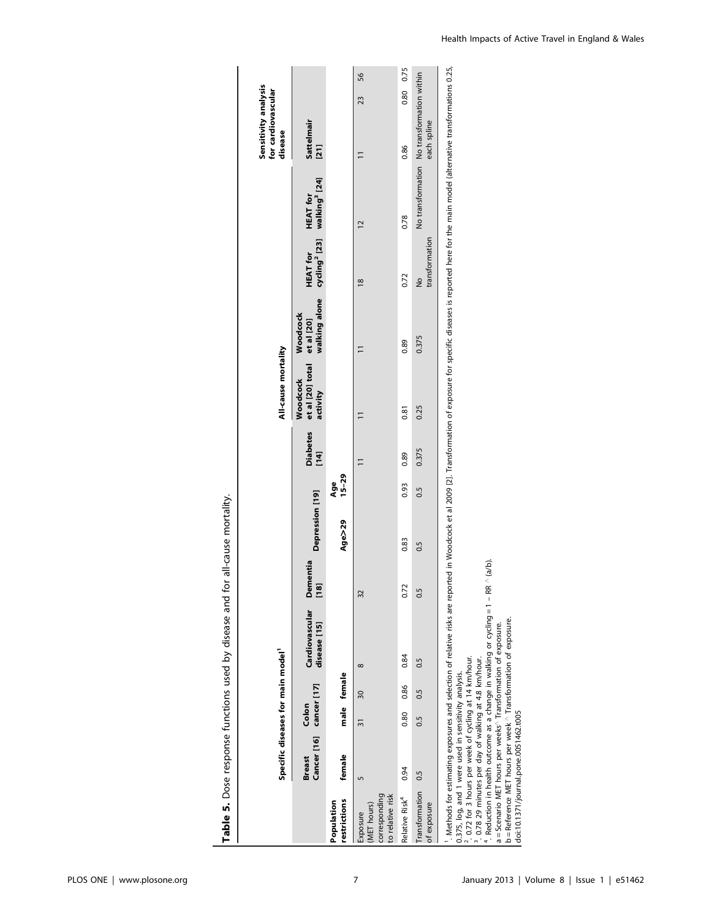**Table 5.** Dose response functions used by disease and for all-cause mortality.

| | Specific diseases for main model[1] | | | | | | | | All-cause mortality | | | | Sensitivity analysis for cardiovascular disease | |
|---|---|---|---|---|---|---|---|---|---|---|---|---|---|---|
| | Breast Cancer [16] | Colon cancer [17] | | Cardiovascular disease [15] | Dementia [18] | Depression [19] | | Diabetes [14] | Woodcock et al [20] total activity | Woodcock et al [20] walking alone | HEAT for cycling[2] [23] | HEAT for walking[3] [24] | Sattelmair [21] | |
| Population restrictions | female | male | female | | | Age>29 | Age 15–29 | | | | | | | |
| Exposure (MET hours) corresponding to relative risk | 5 | 31 | 30 | 8 | 32 | | | 11 | 11 | 11 | 18 | 12 | 11 | 23 56 |
| Relative Risk[4] | 0.94 | 0.80 | 0.86 | 0.84 | 0.72 | 0.83 | 0.93 | 0.89 | 0.81 | 0.89 | 0.72 | 0.78 | 0.86 | 0.80 0.75 |
| Transformation of exposure | 0.5 | 0.5 | 0.5 | 0.5 | 0.5 | 0.5 | 0.5 | 0.375 | 0.25 | 0.375 | No transformation | No transformation | No transformation within each spline | |

[1]. Methods for estimating exposures and selection of relative risks are reported in Woodcock et al 2009 [2]. Transformation of exposure for specific diseases is reported here for the main model (alternative transformations 0.25, 0.375, log, and 1 were used in sensitivity analysis.

[2]. 0.72 for 3 hours per week of cycling at 14 km/hour.

[3]. 0.78 29 minutes per day of walking at 4.8 km/hour.

[4]. Reduction in health outcome as a change in walking or cycling = 1 − RR ^ (a/b).

a = Scenario MET hours per weeks ^ Transformation of exposure.

b = Reference MET hours per week ^ Transformation of exposure.

doi:10.1371/journal.pone.0051462.t005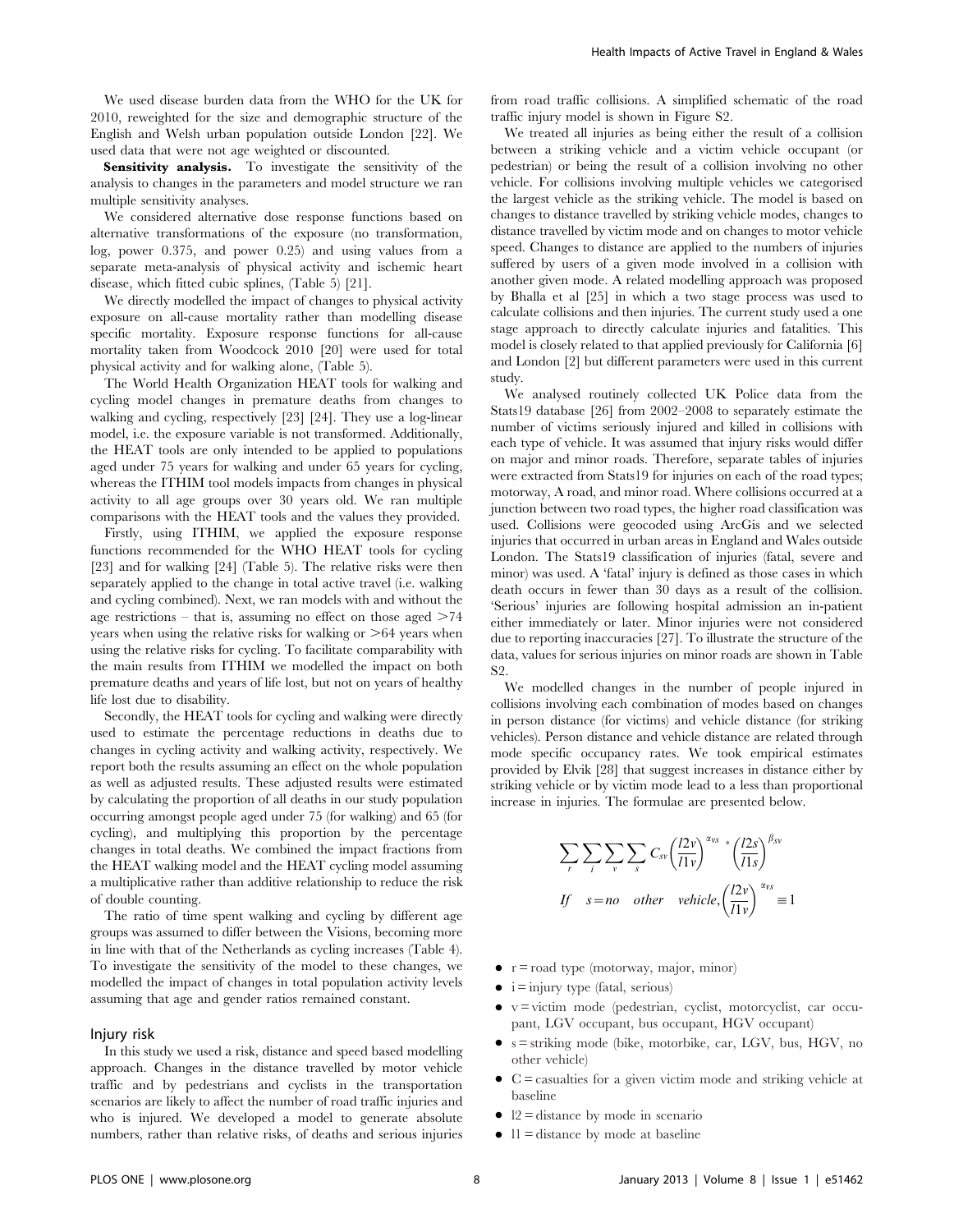We used disease burden data from the WHO for the UK for 2010, reweighted for the size and demographic structure of the English and Welsh urban population outside London [22]. We used data that were not age weighted or discounted.

**Sensitivity analysis.** To investigate the sensitivity of the analysis to changes in the parameters and model structure we ran multiple sensitivity analyses.

We considered alternative dose response functions based on alternative transformations of the exposure (no transformation, log, power 0.375, and power 0.25) and using values from a separate meta-analysis of physical activity and ischemic heart disease, which fitted cubic splines, (Table 5) [21].

We directly modelled the impact of changes to physical activity exposure on all-cause mortality rather than modelling disease specific mortality. Exposure response functions for all-cause mortality taken from Woodcock 2010 [20] were used for total physical activity and for walking alone, (Table 5).

The World Health Organization HEAT tools for walking and cycling model changes in premature deaths from changes to walking and cycling, respectively [23] [24]. They use a log-linear model, i.e. the exposure variable is not transformed. Additionally, the HEAT tools are only intended to be applied to populations aged under 75 years for walking and under 65 years for cycling, whereas the ITHIM tool models impacts from changes in physical activity to all age groups over 30 years old. We ran multiple comparisons with the HEAT tools and the values they provided.

Firstly, using ITHIM, we applied the exposure response functions recommended for the WHO HEAT tools for cycling [23] and for walking [24] (Table 5). The relative risks were then separately applied to the change in total active travel (i.e. walking and cycling combined). Next, we ran models with and without the age restrictions – that is, assuming no effect on those aged >74 years when using the relative risks for walking or >64 years when using the relative risks for cycling. To facilitate comparability with the main results from ITHIM we modelled the impact on both premature deaths and years of life lost, but not on years of healthy life lost due to disability.

Secondly, the HEAT tools for cycling and walking were directly used to estimate the percentage reductions in deaths due to changes in cycling activity and walking activity, respectively. We report both the results assuming an effect on the whole population as well as adjusted results. These adjusted results were estimated by calculating the proportion of all deaths in our study population occurring amongst people aged under 75 (for walking) and 65 (for cycling), and multiplying this proportion by the percentage changes in total deaths. We combined the impact fractions from the HEAT walking model and the HEAT cycling model assuming a multiplicative rather than additive relationship to reduce the risk of double counting.

The ratio of time spent walking and cycling by different age groups was assumed to differ between the Visions, becoming more in line with that of the Netherlands as cycling increases (Table 4). To investigate the sensitivity of the model to these changes, we modelled the impact of changes in total population activity levels assuming that age and gender ratios remained constant.

## Injury risk

In this study we used a risk, distance and speed based modelling approach. Changes in the distance travelled by motor vehicle traffic and by pedestrians and cyclists in the transportation scenarios are likely to affect the number of road traffic injuries and who is injured. We developed a model to generate absolute numbers, rather than relative risks, of deaths and serious injuries from road traffic collisions. A simplified schematic of the road traffic injury model is shown in Figure S2.

We treated all injuries as being either the result of a collision between a striking vehicle and a victim vehicle occupant (or pedestrian) or being the result of a collision involving no other vehicle. For collisions involving multiple vehicles we categorised the largest vehicle as the striking vehicle. The model is based on changes to distance travelled by striking vehicle modes, changes to distance travelled by victim mode and on changes to motor vehicle speed. Changes to distance are applied to the numbers of injuries suffered by users of a given mode involved in a collision with another given mode. A related modelling approach was proposed by Bhalla et al [25] in which a two stage process was used to calculate collisions and then injuries. The current study used a one stage approach to directly calculate injuries and fatalities. This model is closely related to that applied previously for California [6] and London [2] but different parameters were used in this current study.

We analysed routinely collected UK Police data from the Stats19 database [26] from 2002–2008 to separately estimate the number of victims seriously injured and killed in collisions with each type of vehicle. It was assumed that injury risks would differ on major and minor roads. Therefore, separate tables of injuries were extracted from Stats19 for injuries on each of the road types; motorway, A road, and minor road. Where collisions occurred at a junction between two road types, the higher road classification was used. Collisions were geocoded using ArcGis and we selected injuries that occurred in urban areas in England and Wales outside London. The Stats19 classification of injuries (fatal, severe and minor) was used. A 'fatal' injury is defined as those cases in which death occurs in fewer than 30 days as a result of the collision. 'Serious' injuries are following hospital admission an in-patient either immediately or later. Minor injuries were not considered due to reporting inaccuracies [27]. To illustrate the structure of the data, values for serious injuries on minor roads are shown in Table S2.

We modelled changes in the number of people injured in collisions involving each combination of modes based on changes in person distance (for victims) and vehicle distance (for striking vehicles). Person distance and vehicle distance are related through mode specific occupancy rates. We took empirical estimates provided by Elvik [28] that suggest increases in distance either by striking vehicle or by victim mode lead to a less than proportional increase in injuries. The formulae are presented below.

$$\sum_{r}\sum_{i}\sum_{v}\sum_{s} C_{sv}\left(\frac{l2v}{l1v}\right)^{\alpha_{vs}} * \left(\frac{l2s}{l1s}\right)^{\beta_{sv}}$$

$$\text{If} \quad s = \text{no} \quad \text{other} \quad \text{vehicle}, \left(\frac{l2v}{l1v}\right)^{\alpha_{vs}} \equiv 1$$

- r = road type (motorway, major, minor)
- i = injury type (fatal, serious)
- v = victim mode (pedestrian, cyclist, motorcyclist, car occupant, LGV occupant, bus occupant, HGV occupant)
- s = striking mode (bike, motorbike, car, LGV, bus, HGV, no other vehicle)
- C = casualties for a given victim mode and striking vehicle at baseline
- l2 = distance by mode in scenario
- l1 = distance by mode at baseline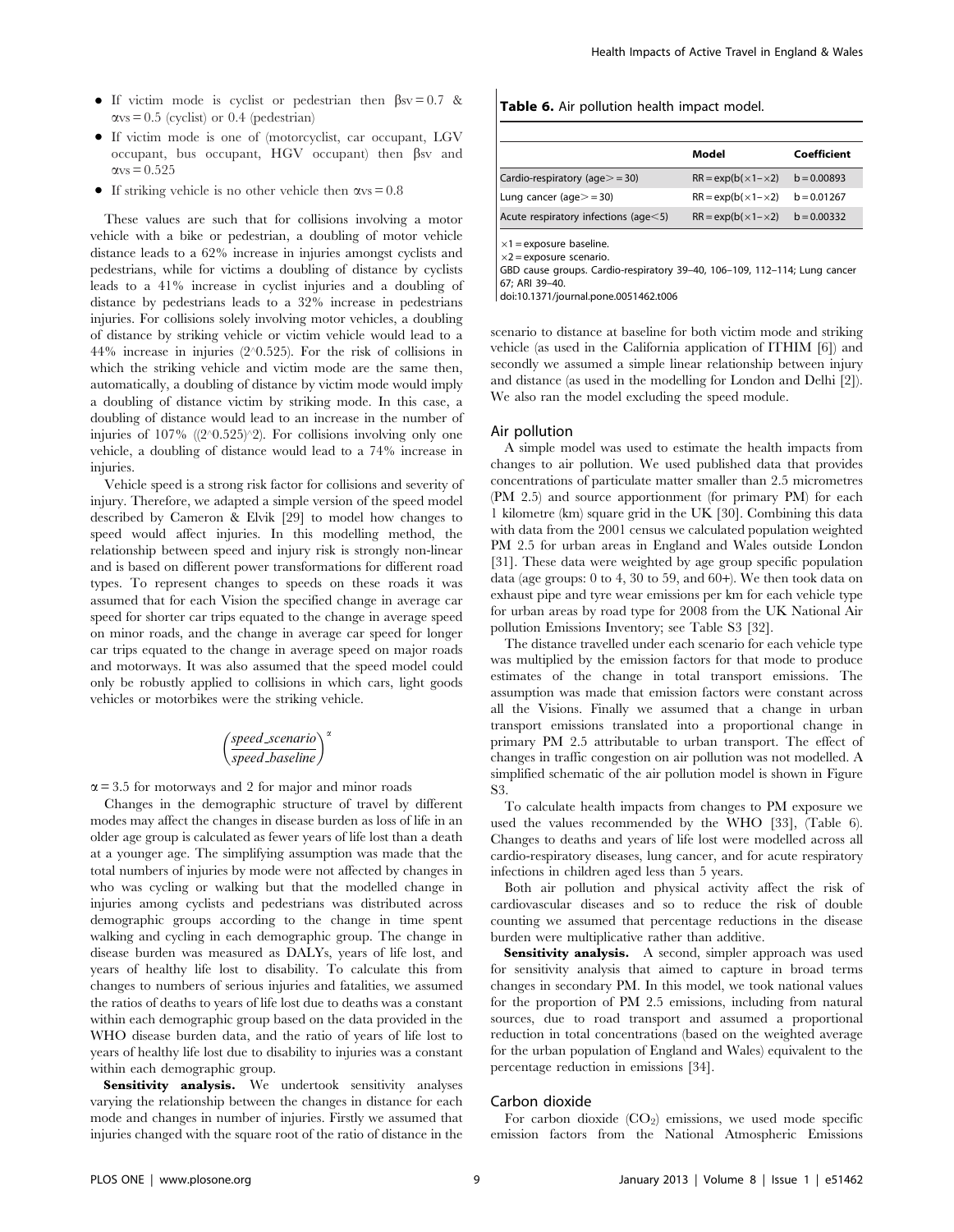- If victim mode is cyclist or pedestrian then $\beta sv = 0.7$ & $\alpha vs = 0.5$ (cyclist) or 0.4 (pedestrian)
- If victim mode is one of (motorcyclist, car occupant, LGV occupant, bus occupant, HGV occupant) then $\beta sv$ and $\alpha vs = 0.525$
- If striking vehicle is no other vehicle then $\alpha vs = 0.8$

These values are such that for collisions involving a motor vehicle with a bike or pedestrian, a doubling of motor vehicle distance leads to a 62% increase in injuries amongst cyclists and pedestrians, while for victims a doubling of distance by cyclists leads to a 41% increase in cyclist injuries and a doubling of distance by pedestrians leads to a 32% increase in pedestrians injuries. For collisions solely involving motor vehicles, a doubling of distance by striking vehicle or victim vehicle would lead to a 44% increase in injuries (2^0.525). For the risk of collisions in which the striking vehicle and victim mode are the same then, automatically, a doubling of distance by victim mode would imply a doubling of distance victim by striking mode. In this case, a doubling of distance would lead to an increase in the number of injuries of 107% ((2^0.525)^2). For collisions involving only one vehicle, a doubling of distance would lead to a 74% increase in injuries.

Vehicle speed is a strong risk factor for collisions and severity of injury. Therefore, we adapted a simple version of the speed model described by Cameron & Elvik [29] to model how changes to speed would affect injuries. In this modelling method, the relationship between speed and injury risk is strongly non-linear and is based on different power transformations for different road types. To represent changes to speeds on these roads it was assumed that for each Vision the specified change in average car speed for shorter car trips equated to the change in average speed on minor roads, and the change in average car speed for longer car trips equated to the change in average speed on major roads and motorways. It was also assumed that the speed model could only be robustly applied to collisions in which cars, light goods vehicles or motorbikes were the striking vehicle.

$$\left(\frac{speed\_scenario}{speed\_baseline}\right)^{\alpha}$$

$\alpha = 3.5$ for motorways and 2 for major and minor roads

Changes in the demographic structure of travel by different modes may affect the changes in disease burden as loss of life in an older age group is calculated as fewer years of life lost than a death at a younger age. The simplifying assumption was made that the total numbers of injuries by mode were not affected by changes in who was cycling or walking but that the modelled change in injuries among cyclists and pedestrians was distributed across demographic groups according to the change in time spent walking and cycling in each demographic group. The change in disease burden was measured as DALYs, years of life lost, and years of healthy life lost to disability. To calculate this from changes to numbers of serious injuries and fatalities, we assumed the ratios of deaths to years of life lost due to deaths was a constant within each demographic group based on the data provided in the WHO disease burden data, and the ratio of years of life lost to years of healthy life lost due to disability to injuries was a constant within each demographic group.

**Sensitivity analysis.** We undertook sensitivity analyses varying the relationship between the changes in distance for each mode and changes in number of injuries. Firstly we assumed that injuries changed with the square root of the ratio of distance in the scenario to distance at baseline for both victim mode and striking vehicle (as used in the California application of ITHIM [6]) and secondly we assumed a simple linear relationship between injury and distance (as used in the modelling for London and Delhi [2]). We also ran the model excluding the speed module.

**Table 6.** Air pollution health impact model.

| | Model | Coefficient |
|---|---|---|
| Cardio-respiratory (age>=30) | RR = exp(b(×1−×2) | b = 0.00893 |
| Lung cancer (age>=30) | RR = exp(b(×1−×2) | b = 0.01267 |
| Acute respiratory infections (age<5) | RR = exp(b(×1−×2) | b = 0.00332 |

×1 = exposure baseline.
×2 = exposure scenario.
GBD cause groups. Cardio-respiratory 39–40, 106–109, 112–114; Lung cancer 67; ARI 39–40.
doi:10.1371/journal.pone.0051462.t006

## Air pollution

A simple model was used to estimate the health impacts from changes to air pollution. We used published data that provides concentrations of particulate matter smaller than 2.5 micrometres (PM 2.5) and source apportionment (for primary PM) for each 1 kilometre (km) square grid in the UK [30]. Combining this data with data from the 2001 census we calculated population weighted PM 2.5 for urban areas in England and Wales outside London [31]. These data were weighted by age group specific population data (age groups: 0 to 4, 30 to 59, and 60+). We then took data on exhaust pipe and tyre wear emissions per km for each vehicle type for urban areas by road type for 2008 from the UK National Air pollution Emissions Inventory; see Table S3 [32].

The distance travelled under each scenario for each vehicle type was multiplied by the emission factors for that mode to produce estimates of the change in total transport emissions. The assumption was made that emission factors were constant across all the Visions. Finally we assumed that a change in urban transport emissions translated into a proportional change in primary PM 2.5 attributable to urban transport. The effect of changes in traffic congestion on air pollution was not modelled. A simplified schematic of the air pollution model is shown in Figure S3.

To calculate health impacts from changes to PM exposure we used the values recommended by the WHO [33], (Table 6). Changes to deaths and years of life lost were modelled across all cardio-respiratory diseases, lung cancer, and for acute respiratory infections in children aged less than 5 years.

Both air pollution and physical activity affect the risk of cardiovascular diseases and so to reduce the risk of double counting we assumed that percentage reductions in the disease burden were multiplicative rather than additive.

**Sensitivity analysis.** A second, simpler approach was used for sensitivity analysis that aimed to capture in broad terms changes in secondary PM. In this model, we took national values for the proportion of PM 2.5 emissions, including from natural sources, due to road transport and assumed a proportional reduction in total concentrations (based on the weighted average for the urban population of England and Wales) equivalent to the percentage reduction in emissions [34].

## Carbon dioxide

For carbon dioxide ($CO_2$) emissions, we used mode specific emission factors from the National Atmospheric Emissions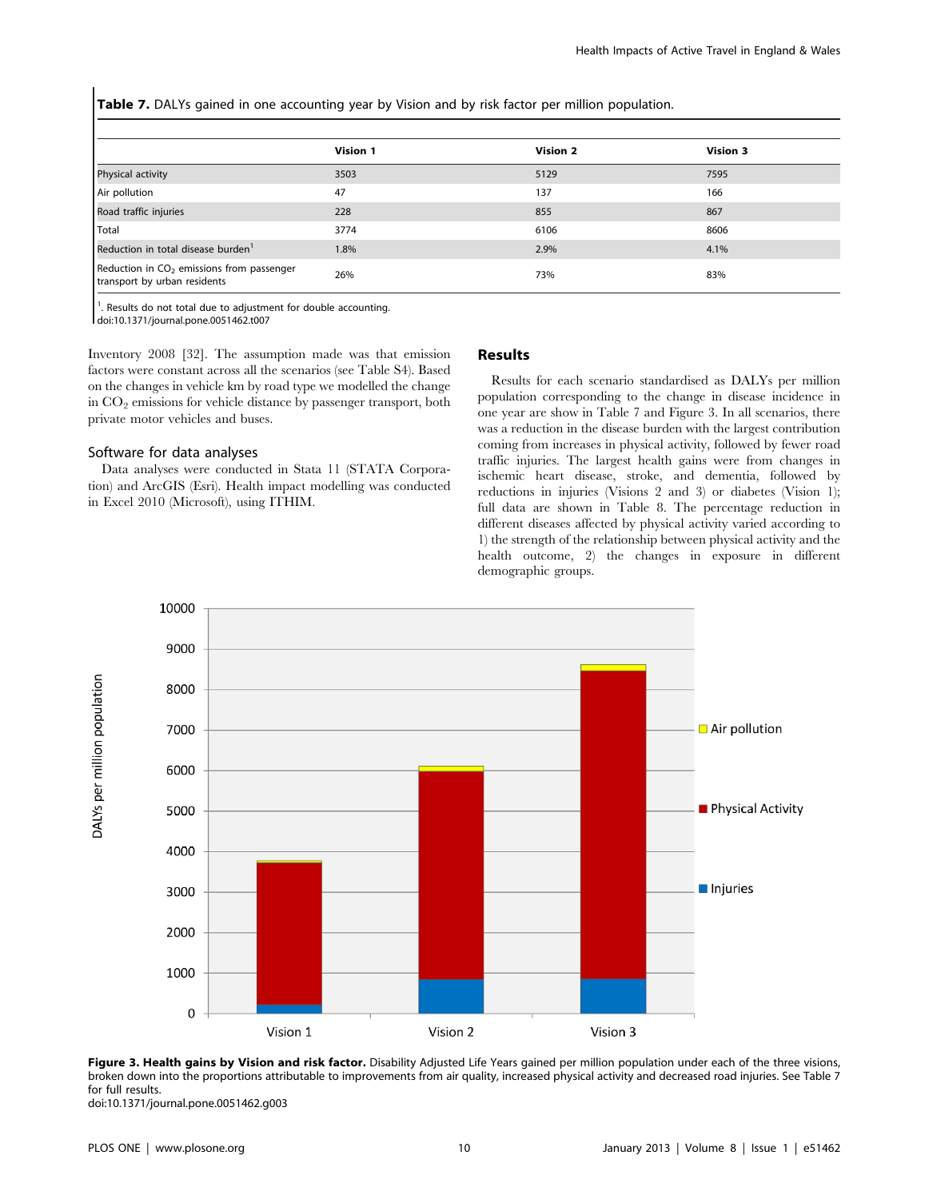**Table 7.** DALYs gained in one accounting year by Vision and by risk factor per million population.

| | Vision 1 | Vision 2 | Vision 3 |
|---|---|---|---|
| Physical activity | 3503 | 5129 | 7595 |
| Air pollution | 47 | 137 | 166 |
| Road traffic injuries | 228 | 855 | 867 |
| Total | 3774 | 6106 | 8606 |
| Reduction in total disease burden[1] | 1.8% | 2.9% | 4.1% |
| Reduction in $CO_2$ emissions from passenger transport by urban residents | 26% | 73% | 83% |

[1]. Results do not total due to adjustment for double accounting.
doi:10.1371/journal.pone.0051462.t007

Inventory 2008 [32]. The assumption made was that emission factors were constant across all the scenarios (see Table S4). Based on the changes in vehicle km by road type we modelled the change in $CO_2$ emissions for vehicle distance by passenger transport, both private motor vehicles and buses.

## Software for data analyses

Data analyses were conducted in Stata 11 (STATA Corporation) and ArcGIS (Esri). Health impact modelling was conducted in Excel 2010 (Microsoft), using ITHIM.

## Results

Results for each scenario standardised as DALYs per million population corresponding to the change in disease incidence in one year are show in Table 7 and Figure 3. In all scenarios, there was a reduction in the disease burden with the largest contribution coming from increases in physical activity, followed by fewer road traffic injuries. The largest health gains were from changes in ischemic heart disease, stroke, and dementia, followed by reductions in injuries (Visions 2 and 3) or diabetes (Vision 1); full data are shown in Table 8. The percentage reduction in different diseases affected by physical activity varied according to 1) the strength of the relationship between physical activity and the health outcome, 2) the changes in exposure in different demographic groups.

**Figure 3. Health gains by Vision and risk factor.** Disability Adjusted Life Years gained per million population under each of the three visions, broken down into the proportions attributable to improvements from air quality, increased physical activity and decreased road injuries. See Table 7 for full results.
doi:10.1371/journal.pone.0051462.g003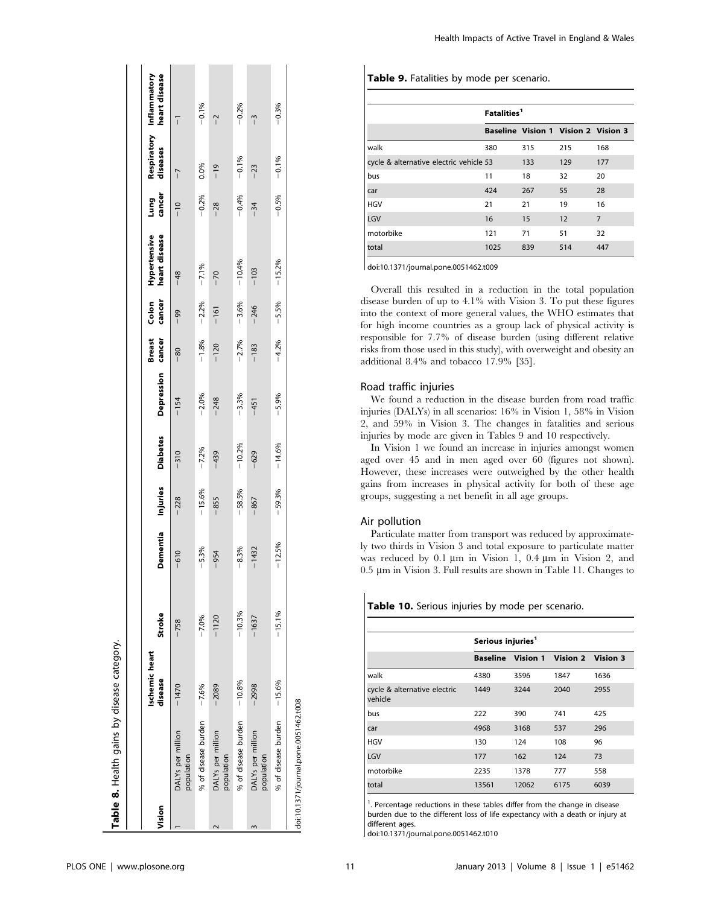**Table 8.** Health gains by disease category.

| Vision | | Ischemic heart disease | Stroke | Dementia | Injuries | Diabetes | Depression | Breast cancer | Colon cancer | Hypertensive heart disease | Lung cancer | Respiratory diseases | Inflammatory heart disease |
|---|---|---|---|---|---|---|---|---|---|---|---|---|---|
| 1 | DALYs per million population | −1470 | −758 | −610 | −228 | −310 | −154 | −80 | −99 | −48 | −10 | −7 | −1 |
| | % of disease burden | −7.6% | −7.0% | −5.3% | −15.6% | −7.2% | −2.0% | −1.8% | −2.2% | −7.1% | −0.2% | 0.0% | −0.1% |
| 2 | DALYs per million population | −2089 | −1120 | −954 | −855 | −439 | −248 | −120 | −161 | −70 | −28 | −19 | −2 |
| | % of disease burden | −10.8% | −10.3% | −8.3% | −58.5% | −10.2% | −3.3% | −2.7% | −3.6% | −10.4% | −0.4% | −0.1% | −0.2% |
| 3 | DALYs per million population | −2998 | −1637 | −1432 | −867 | −629 | −451 | −183 | −246 | −103 | −34 | −23 | −3 |
| | % of disease burden | −15.6% | −15.1% | −12.5% | −59.3% | −14.6% | −5.9% | −4.2% | −5.5% | −15.2% | −0.5% | −0.1% | −0.3% |

doi:10.1371/journal.pone.0051462.t008

**Table 9.** Fatalities by mode per scenario.

| | Fatalities[1] | | | |
|---|---|---|---|---|
| | Baseline | Vision 1 | Vision 2 | Vision 3 |
| walk | 380 | 315 | 215 | 168 |
| cycle & alternative electric vehicle | 53 | 133 | 129 | 177 |
| bus | 11 | 18 | 32 | 20 |
| car | 424 | 267 | 55 | 28 |
| HGV | 21 | 21 | 19 | 16 |
| LGV | 16 | 15 | 12 | 7 |
| motorbike | 121 | 71 | 51 | 32 |
| total | 1025 | 839 | 514 | 447 |

doi:10.1371/journal.pone.0051462.t009

Overall this resulted in a reduction in the total population disease burden of up to 4.1% with Vision 3. To put these figures into the context of more general values, the WHO estimates that for high income countries as a group lack of physical activity is responsible for 7.7% of disease burden (using different relative risks from those used in this study), with overweight and obesity an additional 8.4% and tobacco 17.9% [35].

### Road traffic injuries

We found a reduction in the disease burden from road traffic injuries (DALYs) in all scenarios: 16% in Vision 1, 58% in Vision 2, and 59% in Vision 3. The changes in fatalities and serious injuries by mode are given in Tables 9 and 10 respectively.

In Vision 1 we found an increase in injuries amongst women aged over 45 and in men aged over 60 (figures not shown). However, these increases were outweighed by the other health gains from increases in physical activity for both of these age groups, suggesting a net benefit in all age groups.

### Air pollution

Particulate matter from transport was reduced by approximately two thirds in Vision 3 and total exposure to particulate matter was reduced by 0.1 µm in Vision 1, 0.4 µm in Vision 2, and 0.5 µm in Vision 3. Full results are shown in Table 11. Changes to

**Table 10.** Serious injuries by mode per scenario.

| | Serious injuries[1] | | | |
|---|---|---|---|---|
| | Baseline | Vision 1 | Vision 2 | Vision 3 |
| walk | 4380 | 3596 | 1847 | 1636 |
| cycle & alternative electric vehicle | 1449 | 3244 | 2040 | 2955 |
| bus | 222 | 390 | 741 | 425 |
| car | 4968 | 3168 | 537 | 296 |
| HGV | 130 | 124 | 108 | 96 |
| LGV | 177 | 162 | 124 | 73 |
| motorbike | 2235 | 1378 | 777 | 558 |
| total | 13561 | 12062 | 6175 | 6039 |

[1]. Percentage reductions in these tables differ from the change in disease burden due to the different loss of life expectancy with a death or injury at different ages.

doi:10.1371/journal.pone.0051462.t010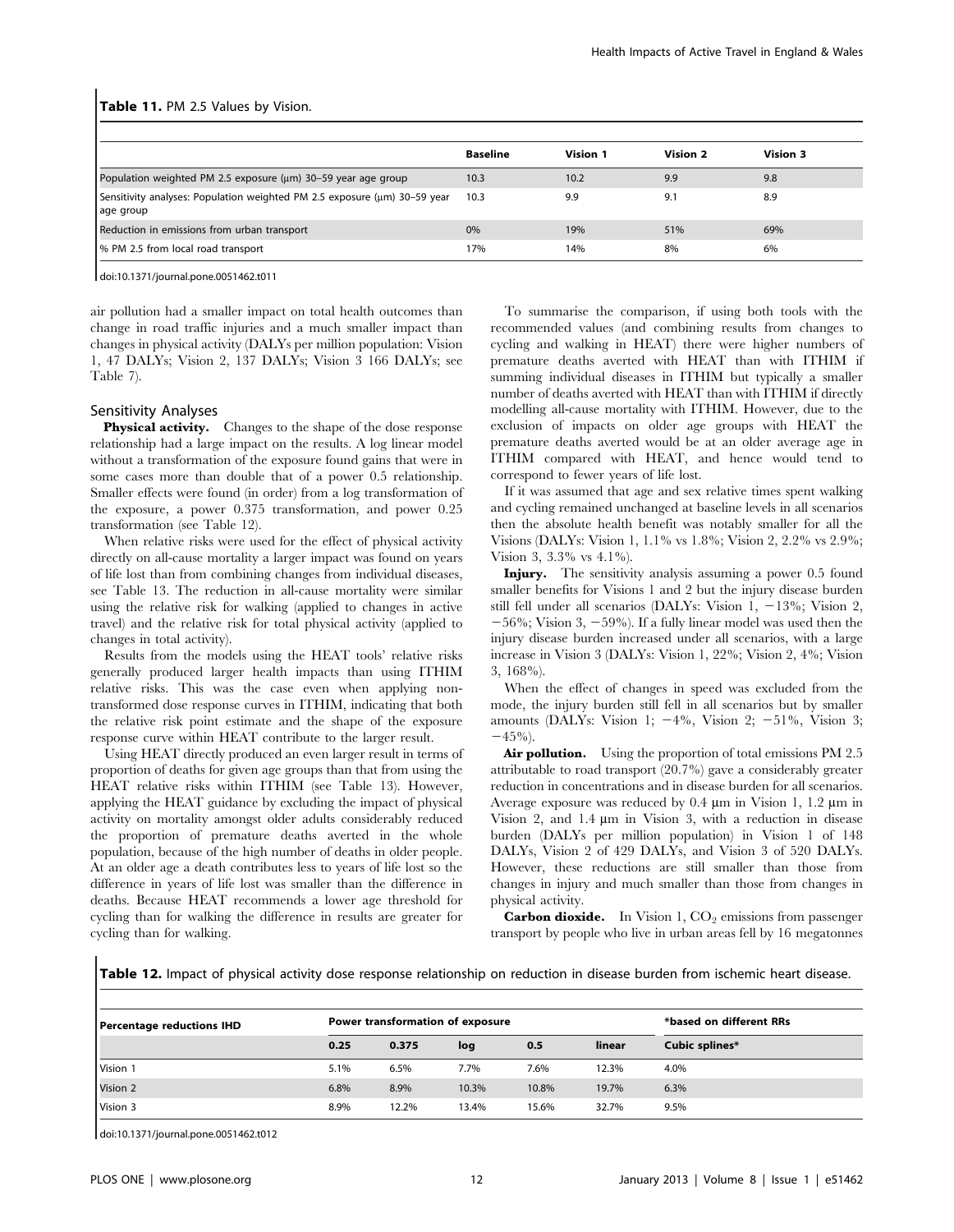**Table 11.** PM 2.5 Values by Vision.

| | Baseline | Vision 1 | Vision 2 | Vision 3 |
|---|---|---|---|---|
| Population weighted PM 2.5 exposure (μm) 30–59 year age group | 10.3 | 10.2 | 9.9 | 9.8 |
| Sensitivity analyses: Population weighted PM 2.5 exposure (μm) 30–59 year age group | 10.3 | 9.9 | 9.1 | 8.9 |
| Reduction in emissions from urban transport | 0% | 19% | 51% | 69% |
| % PM 2.5 from local road transport | 17% | 14% | 8% | 6% |

doi:10.1371/journal.pone.0051462.t011

air pollution had a smaller impact on total health outcomes than change in road traffic injuries and a much smaller impact than changes in physical activity (DALYs per million population: Vision 1, 47 DALYs; Vision 2, 137 DALYs; Vision 3 166 DALYs; see Table 7).

### Sensitivity Analyses

**Physical activity.** Changes to the shape of the dose response relationship had a large impact on the results. A log linear model without a transformation of the exposure found gains that were in some cases more than double that of a power 0.5 relationship. Smaller effects were found (in order) from a log transformation of the exposure, a power 0.375 transformation, and power 0.25 transformation (see Table 12).

When relative risks were used for the effect of physical activity directly on all-cause mortality a larger impact was found on years of life lost than from combining changes from individual diseases, see Table 13. The reduction in all-cause mortality were similar using the relative risk for walking (applied to changes in active travel) and the relative risk for total physical activity (applied to changes in total activity).

Results from the models using the HEAT tools' relative risks generally produced larger health impacts than using ITHIM relative risks. This was the case even when applying non-transformed dose response curves in ITHIM, indicating that both the relative risk point estimate and the shape of the exposure response curve within HEAT contribute to the larger result.

Using HEAT directly produced an even larger result in terms of proportion of deaths for given age groups than that from using the HEAT relative risks within ITHIM (see Table 13). However, applying the HEAT guidance by excluding the impact of physical activity on mortality amongst older adults considerably reduced the proportion of premature deaths averted in the whole population, because of the high number of deaths in older people. At an older age a death contributes less to years of life lost so the difference in years of life lost was smaller than the difference in deaths. Because HEAT recommends a lower age threshold for cycling than for walking the difference in results are greater for cycling than for walking.

To summarise the comparison, if using both tools with the recommended values (and combining results from changes to cycling and walking in HEAT) there were higher numbers of premature deaths averted with HEAT than with ITHIM if summing individual diseases in ITHIM but typically a smaller number of deaths averted with HEAT than with ITHIM if directly modelling all-cause mortality with ITHIM. However, due to the exclusion of impacts on older age groups with HEAT the premature deaths averted would be at an older average age in ITHIM compared with HEAT, and hence would tend to correspond to fewer years of life lost.

If it was assumed that age and sex relative times spent walking and cycling remained unchanged at baseline levels in all scenarios then the absolute health benefit was notably smaller for all the Visions (DALYs: Vision 1, 1.1% vs 1.8%; Vision 2, 2.2% vs 2.9%; Vision 3, 3.3% vs 4.1%).

**Injury.** The sensitivity analysis assuming a power 0.5 found smaller benefits for Visions 1 and 2 but the injury disease burden still fell under all scenarios (DALYs: Vision 1, −13%; Vision 2, −56%; Vision 3, −59%). If a fully linear model was used then the injury disease burden increased under all scenarios, with a large increase in Vision 3 (DALYs: Vision 1, 22%; Vision 2, 4%; Vision 3, 168%).

When the effect of changes in speed was excluded from the mode, the injury burden still fell in all scenarios but by smaller amounts (DALYs: Vision 1; −4%, Vision 2; −51%, Vision 3; −45%).

**Air pollution.** Using the proportion of total emissions PM 2.5 attributable to road transport (20.7%) gave a considerably greater reduction in concentrations and in disease burden for all scenarios. Average exposure was reduced by 0.4 μm in Vision 1, 1.2 μm in Vision 2, and 1.4 μm in Vision 3, with a reduction in disease burden (DALYs per million population) in Vision 1 of 148 DALYs, Vision 2 of 429 DALYs, and Vision 3 of 520 DALYs. However, these reductions are still smaller than those from changes in injury and much smaller than those from changes in physical activity.

**Carbon dioxide.** In Vision 1, $CO_2$ emissions from passenger transport by people who live in urban areas fell by 16 megatonnes

**Table 12.** Impact of physical activity dose response relationship on reduction in disease burden from ischemic heart disease.

| Percentage reductions IHD | Power transformation of exposure | | | | | *based on different RRs |
|---|---|---|---|---|---|---|
| | 0.25 | 0.375 | log | 0.5 | linear | Cubic splines* |
| Vision 1 | 5.1% | 6.5% | 7.7% | 7.6% | 12.3% | 4.0% |
| Vision 2 | 6.8% | 8.9% | 10.3% | 10.8% | 19.7% | 6.3% |
| Vision 3 | 8.9% | 12.2% | 13.4% | 15.6% | 32.7% | 9.5% |

doi:10.1371/journal.pone.0051462.t012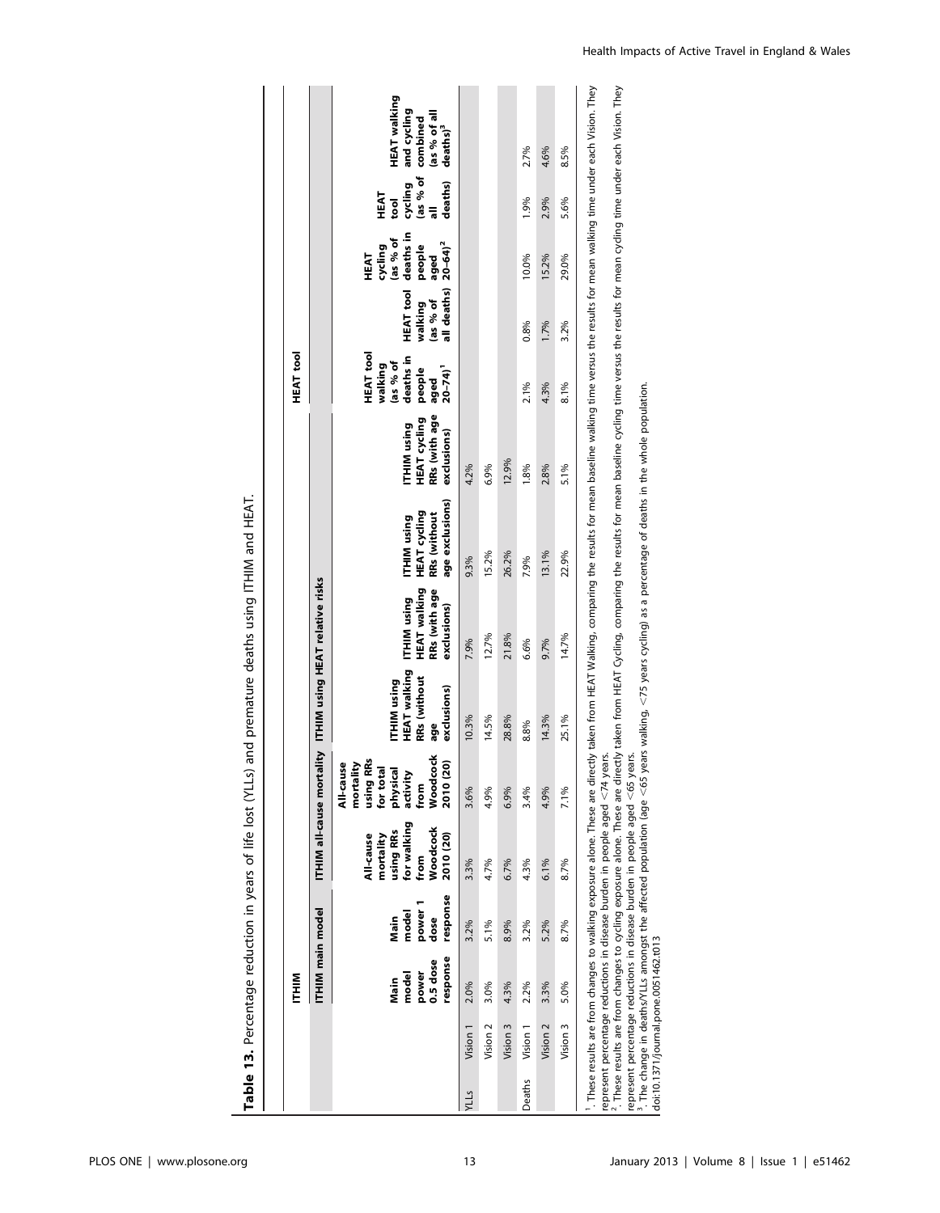**Table 13.** Percentage reduction in years of life lost (YLLs) and premature deaths using ITHIM and HEAT.

| | | ITHIM | | | | | | | | HEAT tool | | | | |
|---|---|---|---|---|---|---|---|---|---|---|---|---|---|---|
| | | ITHIM main model | | ITHIM all-cause mortality | | ITHIM using HEAT relative risks | | | | | | | | |
| | | Main model power 0.5 dose response | Main model power 1 dose response | All-cause mortality using RRs for walking from Woodcock 2010 (20) | All-cause mortality using RRs for total physical activity from Woodcock 2010 (20) | ITHIM using HEAT walking RRs (without age exclusions) | ITHIM using HEAT walking RRs (with age exclusions) | ITHIM using HEAT cycling RRs (without age exclusions) | ITHIM using HEAT cycling RRs (with age exclusions) | HEAT tool walking (as % of deaths in people aged 20–74)[1] | HEAT tool walking (as % of all deaths) | HEAT cycling (as % of deaths in people aged 20–64)[2] | HEAT tool cycling (as % of all deaths) | HEAT walking and cycling combined (as % of all deaths)[3] |
| YLLs | Vision 1 | 2.0% | 3.2% | 3.3% | 3.6% | 10.3% | 7.9% | 9.3% | 4.2% | | | | | |
| | Vision 2 | 3.0% | 5.1% | 4.7% | 4.9% | 14.5% | 12.7% | 15.2% | 6.9% | | | | | |
| | Vision 3 | 4.3% | 8.9% | 6.7% | 6.9% | 28.8% | 21.8% | 26.2% | 12.9% | | | | | |
| Deaths | Vision 1 | 2.2% | 3.2% | 4.3% | 3.4% | 8.8% | 6.6% | 7.9% | 1.8% | 2.1% | 0.8% | 10.0% | 1.9% | 2.7% |
| | Vision 2 | 3.3% | 5.2% | 6.1% | 4.9% | 14.3% | 9.7% | 13.1% | 2.8% | 4.3% | 1.7% | 15.2% | 2.9% | 4.6% |
| | Vision 3 | 5.0% | 8.7% | 8.7% | 7.1% | 25.1% | 14.7% | 22.9% | 5.1% | 8.1% | 3.2% | 29.0% | 5.6% | 8.5% |

[1]. These results are from changes to walking exposure alone. These are directly taken from HEAT Walking, comparing the results for mean baseline walking time versus the results for mean walking time under each Vision. They represent percentage reductions in disease burden in people aged <74 years.

[2]. These results are from changes to cycling exposure alone. These are directly taken from HEAT Cycling, comparing the results for mean baseline cycling time versus the results for mean cycling time under each Vision. They represent percentage reductions in disease burden in people aged <65 years.

[3]. The change in deaths/YLLs amongst the affected population (age <65 years walking, <75 years cycling) as a percentage of deaths in the whole population.

doi:10.1371/journal.pone.0051462.t013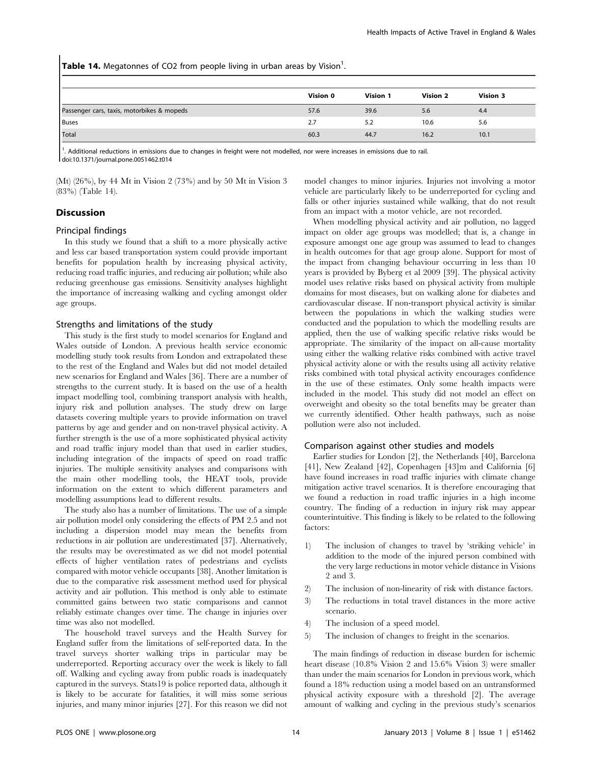**Table 14.** Megatonnes of $CO_2$ from people living in urban areas by Vision[1].

| | Vision 0 | Vision 1 | Vision 2 | Vision 3 |
|---|---|---|---|---|
| Passenger cars, taxis, motorbikes & mopeds | 57.6 | 39.6 | 5.6 | 4.4 |
| Buses | 2.7 | 5.2 | 10.6 | 5.6 |
| Total | 60.3 | 44.7 | 16.2 | 10.1 |

[1]. Additional reductions in emissions due to changes in freight were not modelled, nor were increases in emissions due to rail.
doi:10.1371/journal.pone.0051462.t014

(Mt) (26%), by 44 Mt in Vision 2 (73%) and by 50 Mt in Vision 3 (83%) (Table 14).

## Discussion

### Principal findings

In this study we found that a shift to a more physically active and less car based transportation system could provide important benefits for population health by increasing physical activity, reducing road traffic injuries, and reducing air pollution; while also reducing greenhouse gas emissions. Sensitivity analyses highlight the importance of increasing walking and cycling amongst older age groups.

### Strengths and limitations of the study

This study is the first study to model scenarios for England and Wales outside of London. A previous health service economic modelling study took results from London and extrapolated these to the rest of the England and Wales but did not model detailed new scenarios for England and Wales [36]. There are a number of strengths to the current study. It is based on the use of a health impact modelling tool, combining transport analysis with health, injury risk and pollution analyses. The study drew on large datasets covering multiple years to provide information on travel patterns by age and gender and on non-travel physical activity. A further strength is the use of a more sophisticated physical activity and road traffic injury model than that used in earlier studies, including integration of the impacts of speed on road traffic injuries. The multiple sensitivity analyses and comparisons with the main other modelling tools, the HEAT tools, provide information on the extent to which different parameters and modelling assumptions lead to different results.

The study also has a number of limitations. The use of a simple air pollution model only considering the effects of PM 2.5 and not including a dispersion model may mean the benefits from reductions in air pollution are underestimated [37]. Alternatively, the results may be overestimated as we did not model potential effects of higher ventilation rates of pedestrians and cyclists compared with motor vehicle occupants [38]. Another limitation is due to the comparative risk assessment method used for physical activity and air pollution. This method is only able to estimate committed gains between two static comparisons and cannot reliably estimate changes over time. The change in injuries over time was also not modelled.

The household travel surveys and the Health Survey for England suffer from the limitations of self-reported data. In the travel surveys shorter walking trips in particular may be underreported. Reporting accuracy over the week is likely to fall off. Walking and cycling away from public roads is inadequately captured in the surveys. Stats19 is police reported data, although it is likely to be accurate for fatalities, it will miss some serious injuries, and many minor injuries [27]. For this reason we did not model changes to minor injuries. Injuries not involving a motor vehicle are particularly likely to be underreported for cycling and falls or other injuries sustained while walking, that do not result from an impact with a motor vehicle, are not recorded.

When modelling physical activity and air pollution, no lagged impact on older age groups was modelled; that is, a change in exposure amongst one age group was assumed to lead to changes in health outcomes for that age group alone. Support for most of the impact from changing behaviour occurring in less than 10 years is provided by Byberg et al 2009 [39]. The physical activity model uses relative risks based on physical activity from multiple domains for most diseases, but on walking alone for diabetes and cardiovascular disease. If non-transport physical activity is similar between the populations in which the walking studies were conducted and the population to which the modelling results are applied, then the use of walking specific relative risks would be appropriate. The similarity of the impact on all-cause mortality using either the walking relative risks combined with active travel physical activity alone or with the results using all activity relative risks combined with total physical activity encourages confidence in the use of these estimates. Only some health impacts were included in the model. This study did not model an effect on overweight and obesity so the total benefits may be greater than we currently identified. Other health pathways, such as noise pollution were also not included.

### Comparison against other studies and models

Earlier studies for London [2], the Netherlands [40], Barcelona [41], New Zealand [42], Copenhagen [43]m and California [6] have found increases in road traffic injuries with climate change mitigation active travel scenarios. It is therefore encouraging that we found a reduction in road traffic injuries in a high income country. The finding of a reduction in injury risk may appear counterintuitive. This finding is likely to be related to the following factors:

1) The inclusion of changes to travel by 'striking vehicle' in addition to the mode of the injured person combined with the very large reductions in motor vehicle distance in Visions 2 and 3.
2) The inclusion of non-linearity of risk with distance factors.
3) The reductions in total travel distances in the more active scenario.
4) The inclusion of a speed model.
5) The inclusion of changes to freight in the scenarios.

The main findings of reduction in disease burden for ischemic heart disease (10.8% Vision 2 and 15.6% Vision 3) were smaller than under the main scenarios for London in previous work, which found a 18% reduction using a model based on an untransformed physical activity exposure with a threshold [2]. The average amount of walking and cycling in the previous study's scenarios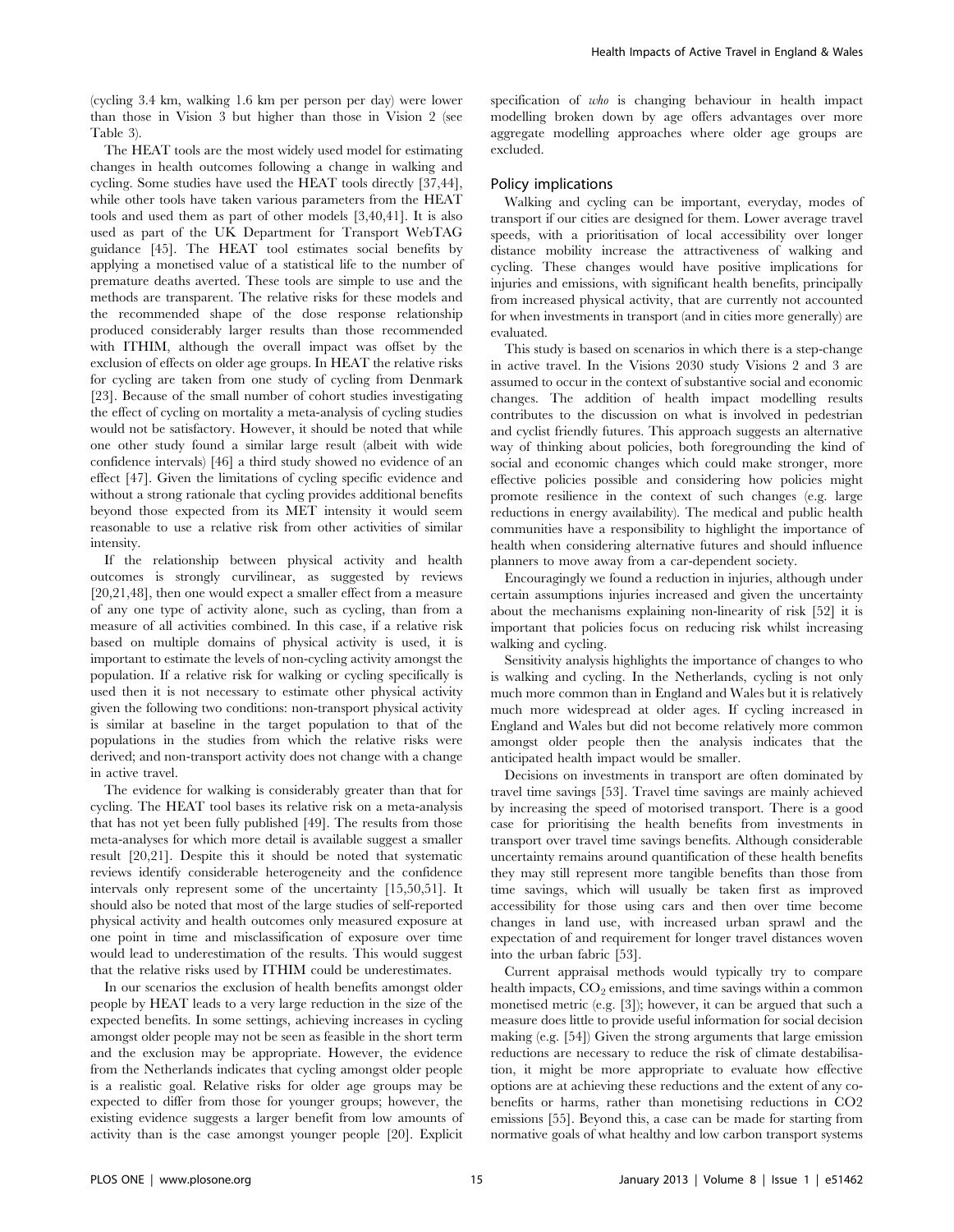(cycling 3.4 km, walking 1.6 km per person per day) were lower than those in Vision 3 but higher than those in Vision 2 (see Table 3).

The HEAT tools are the most widely used model for estimating changes in health outcomes following a change in walking and cycling. Some studies have used the HEAT tools directly [37,44], while other tools have taken various parameters from the HEAT tools and used them as part of other models [3,40,41]. It is also used as part of the UK Department for Transport WebTAG guidance [45]. The HEAT tool estimates social benefits by applying a monetised value of a statistical life to the number of premature deaths averted. These tools are simple to use and the methods are transparent. The relative risks for these models and the recommended shape of the dose response relationship produced considerably larger results than those recommended with ITHIM, although the overall impact was offset by the exclusion of effects on older age groups. In HEAT the relative risks for cycling are taken from one study of cycling from Denmark [23]. Because of the small number of cohort studies investigating the effect of cycling on mortality a meta-analysis of cycling studies would not be satisfactory. However, it should be noted that while one other study found a similar large result (albeit with wide confidence intervals) [46] a third study showed no evidence of an effect [47]. Given the limitations of cycling specific evidence and without a strong rationale that cycling provides additional benefits beyond those expected from its MET intensity it would seem reasonable to use a relative risk from other activities of similar intensity.

If the relationship between physical activity and health outcomes is strongly curvilinear, as suggested by reviews [20,21,48], then one would expect a smaller effect from a measure of any one type of activity alone, such as cycling, than from a measure of all activities combined. In this case, if a relative risk based on multiple domains of physical activity is used, it is important to estimate the levels of non-cycling activity amongst the population. If a relative risk for walking or cycling specifically is used then it is not necessary to estimate other physical activity given the following two conditions: non-transport physical activity is similar at baseline in the target population to that of the populations in the studies from which the relative risks were derived; and non-transport activity does not change with a change in active travel.

The evidence for walking is considerably greater than that for cycling. The HEAT tool bases its relative risk on a meta-analysis that has not yet been fully published [49]. The results from those meta-analyses for which more detail is available suggest a smaller result [20,21]. Despite this it should be noted that systematic reviews identify considerable heterogeneity and the confidence intervals only represent some of the uncertainty [15,50,51]. It should also be noted that most of the large studies of self-reported physical activity and health outcomes only measured exposure at one point in time and misclassification of exposure over time would lead to underestimation of the results. This would suggest that the relative risks used by ITHIM could be underestimates.

In our scenarios the exclusion of health benefits amongst older people by HEAT leads to a very large reduction in the size of the expected benefits. In some settings, achieving increases in cycling amongst older people may not be seen as feasible in the short term and the exclusion may be appropriate. However, the evidence from the Netherlands indicates that cycling amongst older people is a realistic goal. Relative risks for older age groups may be expected to differ from those for younger groups; however, the existing evidence suggests a larger benefit from low amounts of activity than is the case amongst younger people [20]. Explicit specification of *who* is changing behaviour in health impact modelling broken down by age offers advantages over more aggregate modelling approaches where older age groups are excluded.

## Policy implications

Walking and cycling can be important, everyday, modes of transport if our cities are designed for them. Lower average travel speeds, with a prioritisation of local accessibility over longer distance mobility increase the attractiveness of walking and cycling. These changes would have positive implications for injuries and emissions, with significant health benefits, principally from increased physical activity, that are currently not accounted for when investments in transport (and in cities more generally) are evaluated.

This study is based on scenarios in which there is a step-change in active travel. In the Visions 2030 study Visions 2 and 3 are assumed to occur in the context of substantive social and economic changes. The addition of health impact modelling results contributes to the discussion on what is involved in pedestrian and cyclist friendly futures. This approach suggests an alternative way of thinking about policies, both foregrounding the kind of social and economic changes which could make stronger, more effective policies possible and considering how policies might promote resilience in the context of such changes (e.g. large reductions in energy availability). The medical and public health communities have a responsibility to highlight the importance of health when considering alternative futures and should influence planners to move away from a car-dependent society.

Encouragingly we found a reduction in injuries, although under certain assumptions injuries increased and given the uncertainty about the mechanisms explaining non-linearity of risk [52] it is important that policies focus on reducing risk whilst increasing walking and cycling.

Sensitivity analysis highlights the importance of changes to who is walking and cycling. In the Netherlands, cycling is not only much more common than in England and Wales but it is relatively much more widespread at older ages. If cycling increased in England and Wales but did not become relatively more common amongst older people then the analysis indicates that the anticipated health impact would be smaller.

Decisions on investments in transport are often dominated by travel time savings [53]. Travel time savings are mainly achieved by increasing the speed of motorised transport. There is a good case for prioritising the health benefits from investments in transport over travel time savings benefits. Although considerable uncertainty remains around quantification of these health benefits they may still represent more tangible benefits than those from time savings, which will usually be taken first as improved accessibility for those using cars and then over time become changes in land use, with increased urban sprawl and the expectation of and requirement for longer travel distances woven into the urban fabric [53].

Current appraisal methods would typically try to compare health impacts, $CO_2$ emissions, and time savings within a common monetised metric (e.g. [3]); however, it can be argued that such a measure does little to provide useful information for social decision making (e.g. [54]) Given the strong arguments that large emission reductions are necessary to reduce the risk of climate destabilisation, it might be more appropriate to evaluate how effective options are at achieving these reductions and the extent of any co-benefits or harms, rather than monetising reductions in CO2 emissions [55]. Beyond this, a case can be made for starting from normative goals of what healthy and low carbon transport systems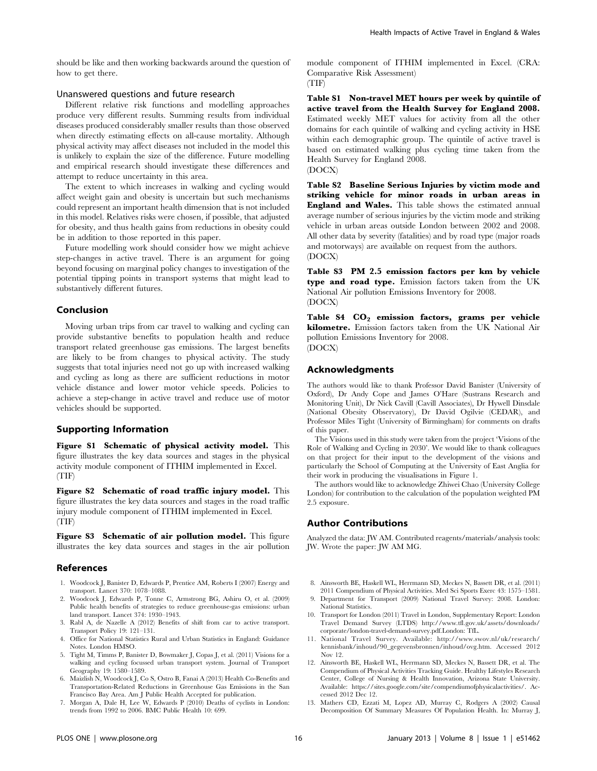should be like and then working backwards around the question of how to get there.

### Unanswered questions and future research

Different relative risk functions and modelling approaches produce very different results. Summing results from individual diseases produced considerably smaller results than those observed when directly estimating effects on all-cause mortality. Although physical activity may affect diseases not included in the model this is unlikely to explain the size of the difference. Future modelling and empirical research should investigate these differences and attempt to reduce uncertainty in this area.

The extent to which increases in walking and cycling would affect weight gain and obesity is uncertain but such mechanisms could represent an important health dimension that is not included in this model. Relatives risks were chosen, if possible, that adjusted for obesity, and thus health gains from reductions in obesity could be in addition to those reported in this paper.

Future modelling work should consider how we might achieve step-changes in active travel. There is an argument for going beyond focusing on marginal policy changes to investigation of the potential tipping points in transport systems that might lead to substantively different futures.

## Conclusion

Moving urban trips from car travel to walking and cycling can provide substantive benefits to population health and reduce transport related greenhouse gas emissions. The largest benefits are likely to be from changes to physical activity. The study suggests that total injuries need not go up with increased walking and cycling as long as there are sufficient reductions in motor vehicle distance and lower motor vehicle speeds. Policies to achieve a step-change in active travel and reduce use of motor vehicles should be supported.

## Supporting Information

**Figure S1 Schematic of physical activity model.** This figure illustrates the key data sources and stages in the physical activity module component of ITHIM implemented in Excel. (TIF)

**Figure S2 Schematic of road traffic injury model.** This figure illustrates the key data sources and stages in the road traffic injury module component of ITHIM implemented in Excel. (TIF)

**Figure S3 Schematic of air pollution model.** This figure illustrates the key data sources and stages in the air pollution module component of ITHIM implemented in Excel. (CRA: Comparative Risk Assessment) (TIF)

**Table S1 Non-travel MET hours per week by quintile of active travel from the Health Survey for England 2008.** Estimated weekly MET values for activity from all the other domains for each quintile of walking and cycling activity in HSE within each demographic group. The quintile of active travel is based on estimated walking plus cycling time taken from the Health Survey for England 2008. (DOCX)

**Table S2 Baseline Serious Injuries by victim mode and striking vehicle for minor roads in urban areas in England and Wales.** This table shows the estimated annual average number of serious injuries by the victim mode and striking vehicle in urban areas outside London between 2002 and 2008. All other data by severity (fatalities) and by road type (major roads and motorways) are available on request from the authors. (DOCX)

**Table S3 PM 2.5 emission factors per km by vehicle type and road type.** Emission factors taken from the UK National Air pollution Emissions Inventory for 2008. (DOCX)

**Table S4 $CO_2$ emission factors, grams per vehicle kilometre.** Emission factors taken from the UK National Air pollution Emissions Inventory for 2008. (DOCX)

## Acknowledgments

The authors would like to thank Professor David Banister (University of Oxford), Dr Andy Cope and James O'Hare (Sustrans Research and Monitoring Unit), Dr Nick Cavill (Cavill Associates), Dr Hywell Dinsdale (National Obesity Observatory), Dr David Ogilvie (CEDAR), and Professor Miles Tight (University of Birmingham) for comments on drafts of this paper.

The Visions used in this study were taken from the project 'Visions of the Role of Walking and Cycling in 2030'. We would like to thank colleagues on that project for their input to the development of the visions and particularly the School of Computing at the University of East Anglia for their work in producing the visualisations in Figure 1.

The authors would like to acknowledge Zhiwei Chao (University College London) for contribution to the calculation of the population weighted PM 2.5 exposure.

## Author Contributions

Analyzed the data: JW AM. Contributed reagents/materials/analysis tools: JW. Wrote the paper: JW AM MG.

## References

1. Woodcock J, Banister D, Edwards P, Prentice AM, Roberts I (2007) Energy and transport. Lancet 370: 1078–1088.
2. Woodcock J, Edwards P, Tonne C, Armstrong BG, Ashiru O, et al. (2009) Public health benefits of strategies to reduce greenhouse-gas emissions: urban land transport. Lancet 374: 1930–1943.
3. Rabl A, de Nazelle A (2012) Benefits of shift from car to active transport. Transport Policy 19: 121–131.
4. Office for National Statistics Rural and Urban Statistics in England: Guidance Notes. London HMSO.
5. Tight M, Timms P, Banister D, Bowmaker J, Copas J, et al. (2011) Visions for a walking and cycling focussed urban transport system. Journal of Transport Geography 19: 1580–1589.
6. Maizlish N, Woodcock J, Co S, Ostro B, Fanai A (2013) Health Co-Benefits and Transportation-Related Reductions in Greenhouse Gas Emissions in the San Francisco Bay Area. Am J Public Health Accepted for publication.
7. Morgan A, Dale H, Lee W, Edwards P (2010) Deaths of cyclists in London: trends from 1992 to 2006. BMC Public Health 10: 699.
8. Ainsworth BE, Haskell WL, Herrmann SD, Meckes N, Bassett DR, et al. (2011) 2011 Compendium of Physical Activities. Med Sci Sports Exerc 43: 1575–1581.
9. Department for Transport (2009) National Travel Survey: 2008. London: National Statistics.
10. Transport for London (2011) Travel in London, Supplementary Report: London Travel Demand Survey (LTDS) http://www.tfl.gov.uk/assets/downloads/corporate/london-travel-demand-survey.pdf.London: TfL.
11. National Travel Survey. Available: http://www.swov.nl/uk/research/kennisbank/inhoud/90_gegevensbronnen/inhoud/ovg.htm. Accessed 2012 Nov 12.
12. Ainsworth BE, Haskell WL, Herrmann SD, Meckes N, Bassett DR, et al. The Compendium of Physical Activities Tracking Guide. Healthy Lifestyles Research Center, College of Nursing & Health Innovation, Arizona State University. Available: https://sites.google.com/site/compendiumofphysicalactivities/. Accessed 2012 Dec 12.
13. Mathers CD, Ezzati M, Lopez AD, Murray C, Rodgers A (2002) Causal Decomposition Of Summary Measures Of Population Health. In: Murray J,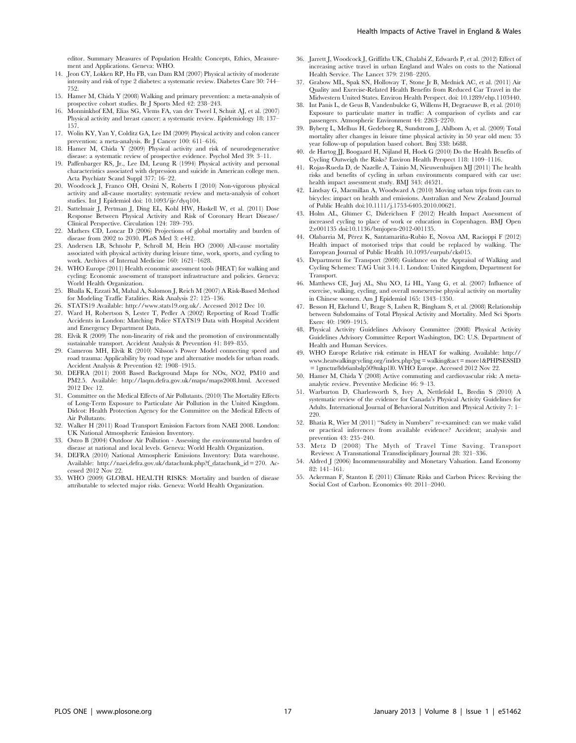editor. Summary Measures of Population Health: Concepts, Ethics, Measurement and Applications. Geneva: WHO.

14. Jeon CY, Lokken RP, Hu FB, van Dam RM (2007) Physical activity of moderate intensity and risk of type 2 diabetes: a systematic review. Diabetes Care 30: 744–752.
15. Hamer M, Chida Y (2008) Walking and primary prevention: a meta-analysis of prospective cohort studies. Br J Sports Med 42: 238–243.
16. Monninkhof EM, Elias SG, Vlems FA, van der Tweel I, Schuit AJ, et al. (2007) Physical activity and breast cancer: a systematic review. Epidemiology 18: 137–157.
17. Wolin KY, Yan Y, Colditz GA, Lee IM (2009) Physical activity and colon cancer prevention: a meta-analysis. Br J Cancer 100: 611–616.
18. Hamer M, Chida Y (2009) Physical activity and risk of neurodegenerative disease: a systematic review of prospective evidence. Psychol Med 39: 3–11.
19. Paffenbarger RS, Jr., Lee IM, Leung R (1994) Physical activity and personal characteristics associated with depression and suicide in American college men. Acta Psychiatr Scand Suppl 377: 16–22.
20. Woodcock J, Franco OH, Orsini N, Roberts I (2010) Non-vigorous physical activity and all-cause mortality: systematic review and meta-analysis of cohort studies. Int J Epidemiol doi: 10.1093/ije/dyq104.
21. Sattelmair J, Pertman J, Ding EL, Kohl HW, Haskell W, et al. (2011) Dose Response Between Physical Activity and Risk of Coronary Heart Disease/ Clinical Perspective. Circulation 124: 789–795.
22. Mathers CD, Loncar D (2006) Projections of global mortality and burden of disease from 2002 to 2030. PLoS Med 3: e442.
23. Andersen LB, Schnohr P, Schroll M, Hein HO (2000) All-cause mortality associated with physical activity during leisure time, work, sports, and cycling to work. Archives of Internal Medicine 160: 1621–1628.
24. WHO Europe (2011) Health economic assessment tools (HEAT) for walking and cycling: Economic assessment of transport infrastructure and policies. Geneva: World Health Organization.
25. Bhalla K, Ezzati M, Mahal A, Salomon J, Reich M (2007) A Risk-Based Method for Modeling Traffic Fatalities. Risk Analysis 27: 125–136.
26. STATS19 Available: http://www.stats19.org.uk/. Accessed 2012 Dec 10.
27. Ward H, Robertson S, Lester T, Pedler A (2002) Reporting of Road Traffic Accidents in London: Matching Police STATS19 Data with Hospital Accident and Emergency Department Data.
28. Elvik R (2009) The non-linearity of risk and the promotion of environmentally sustainable transport. Accident Analysis & Prevention 41: 849–855.
29. Cameron MH, Elvik R (2010) Nilsson's Power Model connecting speed and road trauma: Applicability by road type and alternative models for urban roads. Accident Analysis & Prevention 42: 1908–1915.
30. DEFRA (2011) 2008 Based Background Maps for NOx, NO2, PM10 and PM2.5. Available: http://laqm.defra.gov.uk/maps/maps2008.html. Accessed 2012 Dec 12.
31. Committee on the Medical Effects of Air Pollutants. (2010) The Mortality Effects of Long-Term Exposure to Particulate Air Pollution in the United Kingdom. Didcot: Health Protection Agency for the Committee on the Medical Effects of Air Pollutants.
32. Walker H (2011) Road Transport Emission Factors from NAEI 2008. London: UK National Atmospheric Emission Inventory.
33. Ostro B (2004) Outdoor Air Pollution - Assessing the environmental burden of disease at national and local levels. Geneva: World Health Organization.
34. DEFRA (2010) National Atmospheric Emissions Inventory: Data warehouse. Available: http://naei.defra.gov.uk/datachunk.php?f_datachunk_id=270. Accessed 2012 Nov 22.
35. WHO (2009) GLOBAL HEALTH RISKS: Mortality and burden of disease attributable to selected major risks. Geneva: World Health Organization.
36. Jarrett J, Woodcock J, Griffiths UK, Chalabi Z, Edwards P, et al. (2012) Effect of increasing active travel in urban England and Wales on costs to the National Health Service. The Lancet 379: 2198–2205.
37. Grabow ML, Spak SN, Holloway T, Stone Jr B, Mednick AC, et al. (2011) Air Quality and Exercise-Related Health Benefits from Reduced Car Travel in the Midwestern United States. Environ Health Perspect. doi: 10.1289/ehp.1103440.
38. Int Panis L, de Geus B, Vandenbulcke G, Willems H, Degraeuwe B, et al. (2010) Exposure to particulate matter in traffic: A comparison of cyclists and car passengers. Atmospheric Environment 44: 2263–2270.
39. Byberg L, Melhus H, Gedeborg R, Sundstrom J, Ahlbom A, et al. (2009) Total mortality after changes in leisure time physical activity in 50 year old men: 35 year follow-up of population based cohort. Bmj 338: b688.
40. de Hartog JJ, Boogaard H, Nijland H, Hoek G (2010) Do the Health Benefits of Cycling Outweigh the Risks? Environ Health Perspect 118: 1109–1116.
41. Rojas-Rueda D, de Nazelle A, Tainio M, Nieuwenhuijsen MJ (2011) The health risks and benefits of cycling in urban environments compared with car use: health impact assessment study. BMJ 343: d4521.
42. Lindsay G, Macmillan A, Woodward A (2010) Moving urban trips from cars to bicycles: impact on health and emissions. Australian and New Zealand Journal of Public Health doi:10.1111/j.1753-6405.2010.00621.
43. Holm AL, Glümer C, Diderichsen F (2012) Health Impact Assessment of increased cycling to place of work or education in Copenhagen. BMJ Open 2:e001135 doi:10.1136/bmjopen-2012-001135.
44. Olabarria M, Pérez K, Santamariña-Rubio E, Novoa AM, Racioppi F (2012) Health impact of motorised trips that could be replaced by walking. The European Journal of Public Health 10.1093/eurpub/cks015.
45. Department for Transport (2008) Guidance on the Appraisal of Walking and Cycling Schemes: TAG Unit 3.14.1. London: United Kingdom, Department for Transport.
46. Matthews CE, Jurj AL, Shu XO, Li HL, Yang G, et al. (2007) Influence of exercise, walking, cycling, and overall nonexercise physical activity on mortality in Chinese women. Am J Epidemiol 165: 1343–1350.
47. Besson H, Ekelund U, Brage S, Luben R, Bingham S, et al. (2008) Relationship between Subdomains of Total Physical Activity and Mortality. Med Sci Sports Exerc 40: 1909–1915.
48. Physical Activity Guidelines Advisory Committee (2008) Physical Activity Guidelines Advisory Committee Report Washington, DC: U.S. Department of Health and Human Services.
49. WHO Europe Relative risk estimate in HEAT for walking. Available: http://www.heatwalkingcycling.org/index.php?pg=walking&act=more1&PHPSESSID=1gmctmr8ds6anbslp509mkp1l0. WHO Europe. Accessed 2012 Nov 22.
50. Hamer M, Chida Y (2008) Active commuting and cardiovascular risk: A meta-analytic review. Preventive Medicine 46: 9–13.
51. Warburton D, Charlesworth S, Ivey A, Nettlefold L, Bredin S (2010) A systematic review of the evidence for Canada's Physical Activity Guidelines for Adults. International Journal of Behavioral Nutrition and Physical Activity 7: 1–220.
52. Bhatia R, Wier M (2011) ''Safety in Numbers'' re-examined: can we make valid or practical inferences from available evidence? Accident; analysis and prevention 43: 235–240.
53. Metz D (2008) The Myth of Travel Time Saving. Transport Reviews: A Transnational Transdisciplinary Journal 28: 321–336.
54. Aldred J (2006) Incommensurability and Monetary Valuation. Land Economy 82: 141–161.
55. Ackerman F, Stanton E (2011) Climate Risks and Carbon Prices: Revising the Social Cost of Carbon. Economics 40: 2011–2040.